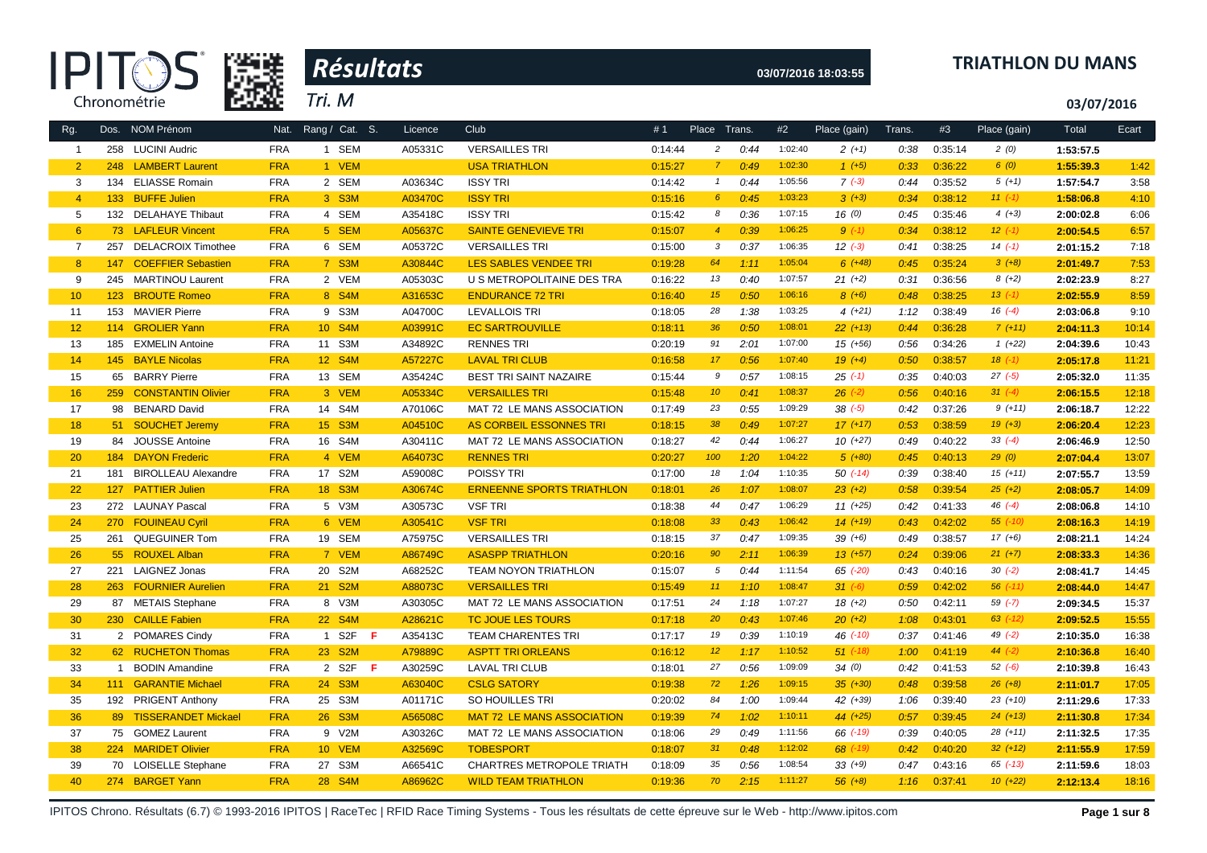# Résultats

**TRIATHLON DU MANS**

Tri. M

03/07/2016 18:03:55

03/07/2016

| Rg. | Dos. | NOM Prénom | Nat. | Rang / Cat. | S. | Licence | Club | #1 | Place | Trans. | #2 | Place (gain) | Trans. | #3 | Place (gain) | Total | Ecart |
|---|---|---|---|---|---|---|---|---|---|---|---|---|---|---|---|---|---|
| 1 | 258 | LUCINI Audric | FRA | 1 SEM | | A05331C | VERSAILLES TRI | 0:14:44 | 2 | 0:44 | 1:02:40 | 2 (+1) | 0:38 | 0:35:14 | 2 (0) | 1:53:57.5 | |
| 2 | 248 | LAMBERT Laurent | FRA | 1 VEM | | | USA TRIATHLON | 0:15:27 | 7 | 0:49 | 1:02:30 | 1 (+5) | 0:33 | 0:36:22 | 6 (0) | 1:55:39.3 | 1:42 |
| 3 | 134 | ELIASSE Romain | FRA | 2 SEM | | A03634C | ISSY TRI | 0:14:42 | 1 | 0:44 | 1:05:56 | 7 (-3) | 0:44 | 0:35:52 | 5 (+1) | 1:57:54.7 | 3:58 |
| 4 | 133 | BUFFE Julien | FRA | 3 S3M | | A03470C | ISSY TRI | 0:15:16 | 6 | 0:45 | 1:03:23 | 3 (+3) | 0:34 | 0:38:12 | 11 (-1) | 1:58:06.8 | 4:10 |
| 5 | 132 | DELAHAYE Thibaut | FRA | 4 SEM | | A35418C | ISSY TRI | 0:15:42 | 8 | 0:36 | 1:07:15 | 16 (0) | 0:45 | 0:35:46 | 4 (+3) | 2:00:02.8 | 6:06 |
| 6 | 73 | LAFLEUR Vincent | FRA | 5 SEM | | A05637C | SAINTE GENEVIEVE TRI | 0:15:07 | 4 | 0:39 | 1:06:25 | 9 (-1) | 0:34 | 0:38:12 | 12 (-1) | 2:00:54.5 | 6:57 |
| 7 | 257 | DELACROIX Timothee | FRA | 6 SEM | | A05372C | VERSAILLES TRI | 0:15:00 | 3 | 0:37 | 1:06:35 | 12 (-3) | 0:41 | 0:38:25 | 14 (-1) | 2:01:15.2 | 7:18 |
| 8 | 147 | COEFFIER Sebastien | FRA | 7 S3M | | A30844C | LES SABLES VENDEE TRI | 0:19:28 | 64 | 1:11 | 1:05:04 | 6 (+48) | 0:45 | 0:35:24 | 3 (+8) | 2:01:49.7 | 7:53 |
| 9 | 245 | MARTINOU Laurent | FRA | 2 VEM | | A05303C | U S METROPOLITAINE DES TRA | 0:16:22 | 13 | 0:40 | 1:07:57 | 21 (+2) | 0:31 | 0:36:56 | 8 (+2) | 2:02:23.9 | 8:27 |
| 10 | 123 | BROUTE Romeo | FRA | 8 S4M | | A31653C | ENDURANCE 72 TRI | 0:16:40 | 15 | 0:50 | 1:06:16 | 8 (+6) | 0:48 | 0:38:25 | 13 (-1) | 2:02:55.9 | 8:59 |
| 11 | 153 | MAVIER Pierre | FRA | 9 S3M | | A04700C | LEVALLOIS TRI | 0:18:05 | 28 | 1:38 | 1:03:25 | 4 (+21) | 1:12 | 0:38:49 | 16 (-4) | 2:03:06.8 | 9:10 |
| 12 | 114 | GROLIER Yann | FRA | 10 S4M | | A03991C | EC SARTROUVILLE | 0:18:11 | 36 | 0:50 | 1:08:01 | 22 (+13) | 0:44 | 0:36:28 | 7 (+11) | 2:04:11.3 | 10:14 |
| 13 | 185 | EXMELIN Antoine | FRA | 11 S3M | | A34892C | RENNES TRI | 0:20:19 | 91 | 2:01 | 1:07:00 | 15 (+56) | 0:56 | 0:34:26 | 1 (+22) | 2:04:39.6 | 10:43 |
| 14 | 145 | BAYLE Nicolas | FRA | 12 S4M | | A57227C | LAVAL TRI CLUB | 0:16:58 | 17 | 0:56 | 1:07:40 | 19 (+4) | 0:50 | 0:38:57 | 18 (-1) | 2:05:17.8 | 11:21 |
| 15 | 65 | BARRY Pierre | FRA | 13 SEM | | A35424C | BEST TRI SAINT NAZAIRE | 0:15:44 | 9 | 0:57 | 1:08:15 | 25 (-1) | 0:35 | 0:40:03 | 27 (-5) | 2:05:32.0 | 11:35 |
| 16 | 259 | CONSTANTIN Olivier | FRA | 3 VEM | | A05334C | VERSAILLES TRI | 0:15:48 | 10 | 0:41 | 1:08:37 | 26 (-2) | 0:56 | 0:40:16 | 31 (-4) | 2:06:15.5 | 12:18 |
| 17 | 98 | BENARD David | FRA | 14 S4M | | A70106C | MAT 72 LE MANS ASSOCIATION | 0:17:49 | 23 | 0:55 | 1:09:29 | 38 (-5) | 0:42 | 0:37:26 | 9 (+11) | 2:06:18.7 | 12:22 |
| 18 | 51 | SOUCHET Jeremy | FRA | 15 S3M | | A04510C | AS CORBEIL ESSONNES TRI | 0:18:15 | 38 | 0:49 | 1:07:27 | 17 (+17) | 0:53 | 0:38:59 | 19 (+3) | 2:06:20.4 | 12:23 |
| 19 | 84 | JOUSSE Antoine | FRA | 16 S4M | | A30411C | MAT 72 LE MANS ASSOCIATION | 0:18:27 | 42 | 0:44 | 1:06:27 | 10 (+27) | 0:49 | 0:40:22 | 33 (-4) | 2:06:46.9 | 12:50 |
| 20 | 184 | DAYON Frederic | FRA | 4 VEM | | A64073C | RENNES TRI | 0:20:27 | 100 | 1:20 | 1:04:22 | 5 (+80) | 0:45 | 0:40:13 | 29 (0) | 2:07:04.4 | 13:07 |
| 21 | 181 | BIROLLEAU Alexandre | FRA | 17 S2M | | A59008C | POISSY TRI | 0:17:00 | 18 | 1:04 | 1:10:35 | 50 (-14) | 0:39 | 0:38:40 | 15 (+11) | 2:07:55.7 | 13:59 |
| 22 | 127 | PATTIER Julien | FRA | 18 S3M | | A30674C | ERNEENNE SPORTS TRIATHLON | 0:18:01 | 26 | 1:07 | 1:08:07 | 23 (+2) | 0:58 | 0:39:54 | 25 (+2) | 2:08:05.7 | 14:09 |
| 23 | 272 | LAUNAY Pascal | FRA | 5 V3M | | A30573C | VSF TRI | 0:18:38 | 44 | 0:47 | 1:06:29 | 11 (+25) | 0:42 | 0:41:33 | 46 (-4) | 2:08:06.8 | 14:10 |
| 24 | 270 | FOUINEAU Cyril | FRA | 6 VEM | | A30541C | VSF TRI | 0:18:08 | 33 | 0:43 | 1:06:42 | 14 (+19) | 0:43 | 0:42:02 | 55 (-10) | 2:08:16.3 | 14:19 |
| 25 | 261 | QUEGUINER Tom | FRA | 19 SEM | | A75975C | VERSAILLES TRI | 0:18:15 | 37 | 0:47 | 1:09:35 | 39 (+6) | 0:49 | 0:38:57 | 17 (+6) | 2:08:21.1 | 14:24 |
| 26 | 55 | ROUXEL Alban | FRA | 7 VEM | | A86749C | ASASPP TRIATHLON | 0:20:16 | 90 | 2:11 | 1:06:39 | 13 (+57) | 0:24 | 0:39:06 | 21 (+7) | 2:08:33.3 | 14:36 |
| 27 | 221 | LAIGNEZ Jonas | FRA | 20 S2M | | A68252C | TEAM NOYON TRIATHLON | 0:15:07 | 5 | 0:44 | 1:11:54 | 65 (-20) | 0:43 | 0:40:16 | 30 (-2) | 2:08:41.7 | 14:45 |
| 28 | 263 | FOURNIER Aurelien | FRA | 21 S2M | | A88073C | VERSAILLES TRI | 0:15:49 | 11 | 1:10 | 1:08:47 | 31 (-6) | 0:59 | 0:42:02 | 56 (-11) | 2:08:44.0 | 14:47 |
| 29 | 87 | METAIS Stephane | FRA | 8 V3M | | A30305C | MAT 72 LE MANS ASSOCIATION | 0:17:51 | 24 | 1:18 | 1:07:27 | 18 (+2) | 0:50 | 0:42:11 | 59 (-7) | 2:09:34.5 | 15:37 |
| 30 | 230 | CAILLE Fabien | FRA | 22 S4M | | A28621C | TC JOUE LES TOURS | 0:17:18 | 20 | 0:43 | 1:07:46 | 20 (+2) | 1:08 | 0:43:01 | 63 (-12) | 2:09:52.5 | 15:55 |
| 31 | 2 | POMARES Cindy | FRA | 1 S2F | F | A35413C | TEAM CHARENTES TRI | 0:17:17 | 19 | 0:39 | 1:10:19 | 46 (-10) | 0:37 | 0:41:46 | 49 (-2) | 2:10:35.0 | 16:38 |
| 32 | 62 | RUCHETON Thomas | FRA | 23 S2M | | A79889C | ASPTT TRI ORLEANS | 0:16:12 | 12 | 1:17 | 1:10:52 | 51 (-18) | 1:00 | 0:41:19 | 44 (-2) | 2:10:36.8 | 16:40 |
| 33 | 1 | BODIN Amandine | FRA | 2 S2F | F | A30259C | LAVAL TRI CLUB | 0:18:01 | 27 | 0:56 | 1:09:09 | 34 (0) | 0:42 | 0:41:53 | 52 (-6) | 2:10:39.8 | 16:43 |
| 34 | 111 | GARANTIE Michael | FRA | 24 S3M | | A63040C | CSLG SATORY | 0:19:38 | 72 | 1:26 | 1:09:15 | 35 (+30) | 0:48 | 0:39:58 | 26 (+8) | 2:11:01.7 | 17:05 |
| 35 | 192 | PRIGENT Anthony | FRA | 25 S3M | | A01171C | SO HOUILLES TRI | 0:20:02 | 84 | 1:00 | 1:09:44 | 42 (+39) | 1:06 | 0:39:40 | 23 (+10) | 2:11:29.6 | 17:33 |
| 36 | 89 | TISSERANDET Mickael | FRA | 26 S3M | | A56508C | MAT 72 LE MANS ASSOCIATION | 0:19:39 | 74 | 1:02 | 1:10:11 | 44 (+25) | 0:57 | 0:39:45 | 24 (+13) | 2:11:30.8 | 17:34 |
| 37 | 75 | GOMEZ Laurent | FRA | 9 V2M | | A30326C | MAT 72 LE MANS ASSOCIATION | 0:18:06 | 29 | 0:49 | 1:11:56 | 66 (-19) | 0:39 | 0:40:05 | 28 (+11) | 2:11:32.5 | 17:35 |
| 38 | 224 | MARIDET Olivier | FRA | 10 VEM | | A32569C | TOBESPORT | 0:18:07 | 31 | 0:48 | 1:12:02 | 68 (-19) | 0:42 | 0:40:20 | 32 (+12) | 2:11:55.9 | 17:59 |
| 39 | 70 | LOISELLE Stephane | FRA | 27 S3M | | A66541C | CHARTRES METROPOLE TRIATH | 0:18:09 | 35 | 0:56 | 1:08:54 | 33 (+9) | 0:47 | 0:43:16 | 65 (-13) | 2:11:59.6 | 18:03 |
| 40 | 274 | BARGET Yann | FRA | 28 S4M | | A86962C | WILD TEAM TRIATHLON | 0:19:36 | 70 | 2:15 | 1:11:27 | 56 (+8) | 1:16 | 0:37:41 | 10 (+22) | 2:12:13.4 | 18:16 |

IPITOS Chrono. Résultats (6.7) © 1993-2016 IPITOS | RaceTec | RFID Race Timing Systems - Tous les résultats de cette épreuve sur le Web - http://www.ipitos.com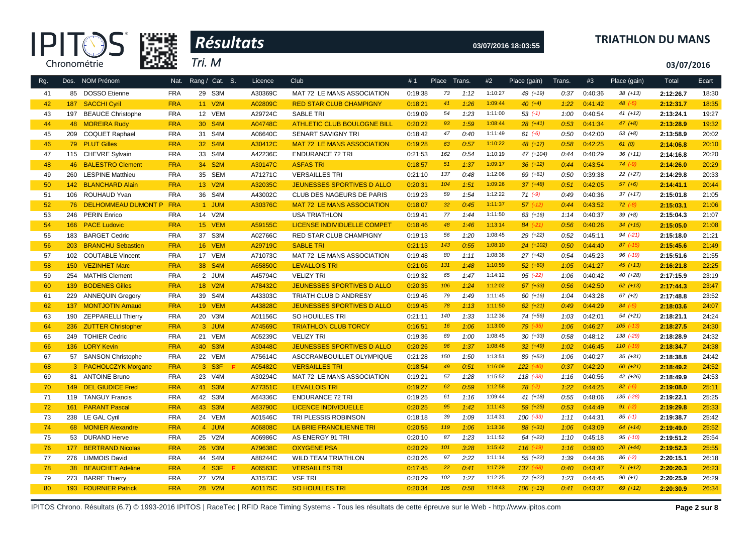# Résultats

**TRIATHLON DU MANS**

Tri. M

03/07/2016 18:03:55

03/07/2016

| Rg. | Dos. | NOM Prénom | Nat. | Rang / Cat. | S. | Licence | Club | # 1 | Place | Trans. | #2 | Place (gain) | Trans. | #3 | Place (gain) | Total | Ecart |
|---|---|---|---|---|---|---|---|---|---|---|---|---|---|---|---|---|---|
| 41 | 85 | DOSSO Etienne | FRA | 29 S3M | | A30369C | MAT 72 LE MANS ASSOCIATION | 0:19:38 | 73 | 1:12 | 1:10:27 | 49 (+19) | 0:37 | 0:40:36 | 38 (+13) | 2:12:26.7 | 18:30 |
| 42 | 187 | SACCHI Cyril | FRA | 11 V2M | | A02809C | RED STAR CLUB CHAMPIGNY | 0:18:21 | 41 | 1:26 | 1:09:44 | 40 (+4) | 1:22 | 0:41:42 | 48 (-5) | 2:12:31.7 | 18:35 |
| 43 | 197 | BEAUCE Christophe | FRA | 12 VEM | | A29724C | SABLE TRI | 0:19:09 | 54 | 1:23 | 1:11:00 | 53 (-1) | 1:00 | 0:40:54 | 41 (+12) | 2:13:24.1 | 19:27 |
| 44 | 48 | MOREIRA Rudy | FRA | 30 S4M | | A04748C | ATHLETIC CLUB BOULOGNE BILL | 0:20:22 | 93 | 1:59 | 1:08:44 | 28 (+41) | 0:53 | 0:41:34 | 47 (+8) | 2:13:28.9 | 19:32 |
| 45 | 209 | COQUET Raphael | FRA | 31 S4M | | A06640C | SENART SAVIGNY TRI | 0:18:42 | 47 | 0:40 | 1:11:49 | 61 (-6) | 0:50 | 0:42:00 | 53 (+8) | 2:13:58.9 | 20:02 |
| 46 | 79 | PLUT Gilles | FRA | 32 S4M | | A30412C | MAT 72 LE MANS ASSOCIATION | 0:19:28 | 63 | 0:57 | 1:10:22 | 48 (+17) | 0:58 | 0:42:25 | 61 (0) | 2:14:06.8 | 20:10 |
| 47 | 115 | CHEVRE Sylvain | FRA | 33 S4M | | A42236C | ENDURANCE 72 TRI | 0:21:53 | 162 | 0:54 | 1:10:19 | 47 (+104) | 0:44 | 0:40:29 | 36 (+11) | 2:14:16.8 | 20:20 |
| 48 | 46 | BALESTRO Clement | FRA | 34 S2M | | A30147C | ASFAS TRI | 0:18:57 | 51 | 1:37 | 1:09:17 | 36 (+12) | 0:44 | 0:43:54 | 74 (-9) | 2:14:26.0 | 20:29 |
| 49 | 260 | LESPINE Matthieu | FRA | 35 SEM | | A71271C | VERSAILLES TRI | 0:21:10 | 137 | 0:48 | 1:12:06 | 69 (+61) | 0:50 | 0:39:38 | 22 (+27) | 2:14:29.8 | 20:33 |
| 50 | 142 | BLANCHARD Alain | FRA | 13 V2M | | A32035C | JEUNESSES SPORTIVES D ALLO | 0:20:31 | 104 | 1:51 | 1:09:26 | 37 (+48) | 0:51 | 0:42:05 | 57 (+6) | 2:14:41.1 | 20:44 |
| 51 | 106 | ROUHAUD Yvan | FRA | 36 S4M | | A43002C | CLUB DES NAGEURS DE PARIS | 0:19:23 | 59 | 1:54 | 1:12:22 | 71 (-9) | 0:49 | 0:40:36 | 37 (+17) | 2:15:01.8 | 21:05 |
| 52 | 76 | DELHOMMEAU DUMONT P | FRA | 1 JUM | | A30376C | MAT 72 LE MANS ASSOCIATION | 0:18:07 | 32 | 0:45 | 1:11:37 | 57 (-12) | 0:44 | 0:43:52 | 72 (-8) | 2:15:03.1 | 21:06 |
| 53 | 246 | PERIN Enrico | FRA | 14 V2M | | | USA TRIATHLON | 0:19:41 | 77 | 1:44 | 1:11:50 | 63 (+16) | 1:14 | 0:40:37 | 39 (+8) | 2:15:04.3 | 21:07 |
| 54 | 166 | PACE Ludovic | FRA | 15 VEM | | A59155C | LICENSE INDIVIDUELLE COMPET | 0:18:46 | 48 | 1:46 | 1:13:14 | 84 (-21) | 0:56 | 0:40:26 | 34 (+15) | 2:15:05.0 | 21:08 |
| 55 | 183 | BARGET Cedric | FRA | 37 S3M | | A02766C | RED STAR CLUB CHAMPIGNY | 0:19:13 | 56 | 1:20 | 1:08:45 | 29 (+22) | 0:52 | 0:45:11 | 94 (-21) | 2:15:18.0 | 21:21 |
| 56 | 203 | BRANCHU Sebastien | FRA | 16 VEM | | A29719C | SABLE TRI | 0:21:13 | 143 | 0:55 | 1:08:10 | 24 (+102) | 0:50 | 0:44:40 | 87 (-15) | 2:15:45.6 | 21:49 |
| 57 | 102 | COUTABLE Vincent | FRA | 17 VEM | | A71073C | MAT 72 LE MANS ASSOCIATION | 0:19:48 | 80 | 1:11 | 1:08:38 | 27 (+42) | 0:54 | 0:45:23 | 96 (-19) | 2:15:51.6 | 21:55 |
| 58 | 150 | VEZINHET Marc | FRA | 38 S4M | | A65850C | LEVALLOIS TRI | 0:21:06 | 131 | 1:48 | 1:10:59 | 52 (+60) | 1:05 | 0:41:27 | 45 (+13) | 2:16:21.8 | 22:25 |
| 59 | 254 | MATHIS Clement | FRA | 2 JUM | | A45794C | VELIZY TRI | 0:19:32 | 65 | 1:47 | 1:14:12 | 95 (-22) | 1:06 | 0:40:42 | 40 (+28) | 2:17:15.9 | 23:19 |
| 60 | 139 | BODENES Gilles | FRA | 18 V2M | | A78432C | JEUNESSES SPORTIVES D ALLO | 0:20:35 | 106 | 1:24 | 1:12:02 | 67 (+33) | 0:56 | 0:42:50 | 62 (+13) | 2:17:44.3 | 23:47 |
| 61 | 229 | ANNEQUIN Gregory | FRA | 39 S4M | | A43303C | TRIATH CLUB D ANDRESY | 0:19:46 | 79 | 1:49 | 1:11:45 | 60 (+16) | 1:04 | 0:43:28 | 67 (+2) | 2:17:48.8 | 23:52 |
| 62 | 137 | MONTJOTIN Arnaud | FRA | 19 VEM | | A43828C | JEUNESSES SPORTIVES D ALLO | 0:19:45 | 78 | 1:13 | 1:11:50 | 62 (+21) | 0:49 | 0:44:29 | 84 (-5) | 2:18:03.6 | 24:07 |
| 63 | 190 | ZEPPARELLI Thierry | FRA | 20 V3M | | A01156C | SO HOUILLES TRI | 0:21:11 | 140 | 1:33 | 1:12:36 | 74 (+56) | 1:03 | 0:42:01 | 54 (+21) | 2:18:21.1 | 24:24 |
| 64 | 236 | ZUTTER Christopher | FRA | 3 JUM | | A74569C | TRIATHLON CLUB TORCY | 0:16:51 | 16 | 1:06 | 1:13:00 | 79 (-35) | 1:06 | 0:46:27 | 105 (-13) | 2:18:27.5 | 24:30 |
| 65 | 249 | TOHIER Cedric | FRA | 21 VEM | | A05239C | VELIZY TRI | 0:19:36 | 69 | 1:00 | 1:08:45 | 30 (+33) | 0:58 | 0:48:12 | 138 (-29) | 2:18:28.9 | 24:32 |
| 66 | 136 | LORY Kevin | FRA | 40 S3M | | A30448C | JEUNESSES SPORTIVES D ALLO | 0:20:26 | 96 | 1:37 | 1:08:48 | 32 (+49) | 1:02 | 0:46:45 | 110 (-19) | 2:18:34.7 | 24:38 |
| 67 | 57 | SANSON Christophe | FRA | 22 VEM | | A75614C | ASCCRAMBOUILLET OLYMPIQUE | 0:21:28 | 150 | 1:50 | 1:13:51 | 89 (+52) | 1:06 | 0:40:27 | 35 (+31) | 2:18:38.8 | 24:42 |
| 68 | 3 | PACHOLCZYK Morgane | FRA | 3 S3F | F | A05482C | VERSAILLES TRI | 0:18:54 | 49 | 0:51 | 1:16:09 | 122 (-40) | 0:37 | 0:42:20 | 60 (+21) | 2:18:49.2 | 24:52 |
| 69 | 81 | ANTOINE Bruno | FRA | 23 V4M | | A30294C | MAT 72 LE MANS ASSOCIATION | 0:19:21 | 57 | 1:28 | 1:15:52 | 118 (-38) | 1:16 | 0:40:56 | 42 (+26) | 2:18:49.9 | 24:53 |
| 70 | 149 | DEL GIUDICE Fred | FRA | 41 S3M | | A77351C | LEVALLOIS TRI | 0:19:27 | 62 | 0:59 | 1:12:58 | 78 (-2) | 1:22 | 0:44:25 | 82 (-6) | 2:19:08.0 | 25:11 |
| 71 | 119 | TANGUY Francis | FRA | 42 S3M | | A64336C | ENDURANCE 72 TRI | 0:19:25 | 61 | 1:16 | 1:09:44 | 41 (+18) | 0:55 | 0:48:06 | 135 (-28) | 2:19:22.1 | 25:25 |
| 72 | 161 | PARANT Pascal | FRA | 43 S3M | | A83790C | LICENCE INDIVIDUELLE | 0:20:25 | 95 | 1:42 | 1:11:43 | 59 (+25) | 0:53 | 0:44:49 | 91 (-2) | 2:19:29.8 | 25:33 |
| 73 | 238 | LE GAL Cyril | FRA | 24 VEM | | A01546C | TRI PLESSIS ROBINSON | 0:18:18 | 39 | 1:09 | 1:14:31 | 100 (-33) | 1:11 | 0:44:31 | 85 (-1) | 2:19:38.7 | 25:42 |
| 74 | 68 | MONIER Alexandre | FRA | 4 JUM | | A06808C | LA BRIE FRANCILIENNE TRI | 0:20:55 | 119 | 1:06 | 1:13:36 | 88 (+31) | 1:06 | 0:43:09 | 64 (+14) | 2:19:49.0 | 25:52 |
| 75 | 53 | DURAND Herve | FRA | 25 V2M | | A06986C | AS ENERGY 91 TRI | 0:20:10 | 87 | 1:23 | 1:11:52 | 64 (+22) | 1:10 | 0:45:18 | 95 (-10) | 2:19:51.2 | 25:54 |
| 76 | 177 | BERTRAND Nicolas | FRA | 26 V3M | | A79638C | OXYGENE PSA | 0:20:29 | 101 | 3:28 | 1:15:42 | 116 (-19) | 1:16 | 0:39:00 | 20 (+44) | 2:19:52.3 | 25:55 |
| 77 | 276 | LIMMOIS David | FRA | 44 S4M | | A88244C | WILD TEAM TRIATHLON | 0:20:26 | 97 | 2:22 | 1:11:14 | 55 (+22) | 1:39 | 0:44:36 | 86 (-2) | 2:20:15.1 | 26:18 |
| 78 | 38 | BEAUCHET Adeline | FRA | 4 S3F | F | A06563C | VERSAILLES TRI | 0:17:45 | 22 | 0:41 | 1:17:29 | 137 (-68) | 0:40 | 0:43:47 | 71 (+12) | 2:20:20.3 | 26:23 |
| 79 | 273 | BARRE Thierry | FRA | 27 V2M | | A31573C | VSF TRI | 0:20:29 | 102 | 1:27 | 1:12:25 | 72 (+22) | 1:23 | 0:44:45 | 90 (+1) | 2:20:25.9 | 26:29 |
| 80 | 193 | FOURNIER Patrick | FRA | 28 V2M | | A01175C | SO HOUILLES TRI | 0:20:34 | 105 | 0:58 | 1:14:43 | 106 (+13) | 0:41 | 0:43:37 | 69 (+12) | 2:20:30.9 | 26:34 |

IPITOS Chrono. Résultats (6.7) © 1993-2016 IPITOS | RaceTec | RFID Race Timing Systems - Tous les résultats de cette épreuve sur le Web - http://www.ipitos.com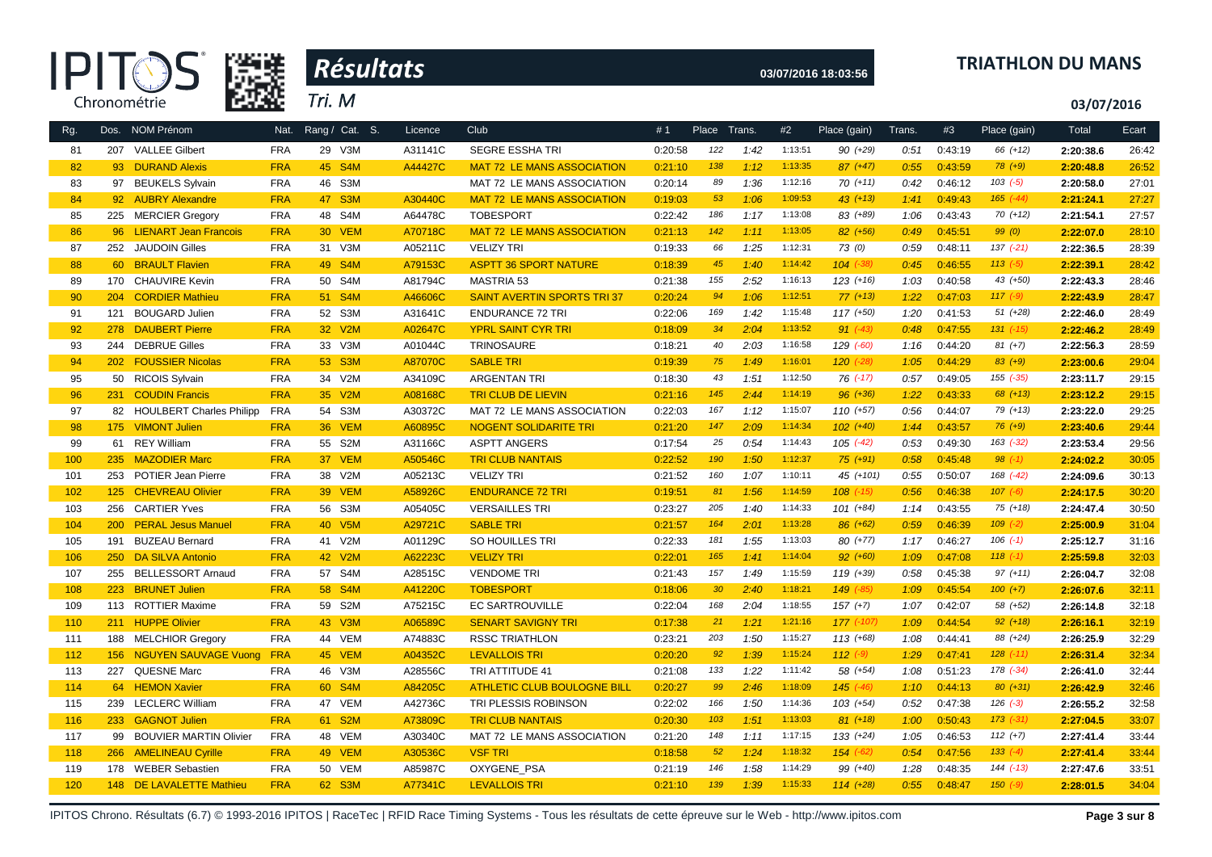# Résultats

**TRIATHLON DU MANS**

Tri. M

03/07/2016 18:03:56

03/07/2016

| Rg. | Dos. | NOM Prénom | Nat. | Rang / Cat. S. | Licence | Club | #1 | Place | Trans. | #2 | Place (gain) | Trans. | #3 | Place (gain) | Total | Ecart |
|---|---|---|---|---|---|---|---|---|---|---|---|---|---|---|---|---|
| 81 | 207 | VALLEE Gilbert | FRA | 29 V3M | A31141C | SEGRE ESSHA TRI | 0:20:58 | 122 | 1:42 | 1:13:51 | 90 (+29) | 0:51 | 0:43:19 | 66 (+12) | 2:20:38.6 | 26:42 |
| 82 | 93 | DURAND Alexis | FRA | 45 S4M | A44427C | MAT 72 LE MANS ASSOCIATION | 0:21:10 | 138 | 1:12 | 1:13:35 | 87 (+47) | 0:55 | 0:43:59 | 78 (+9) | 2:20:48.8 | 26:52 |
| 83 | 97 | BEUKELS Sylvain | FRA | 46 S3M | | MAT 72 LE MANS ASSOCIATION | 0:20:14 | 89 | 1:36 | 1:12:16 | 70 (+11) | 0:42 | 0:46:12 | 103 (-5) | 2:20:58.0 | 27:01 |
| 84 | 92 | AUBRY Alexandre | FRA | 47 S3M | A30440C | MAT 72 LE MANS ASSOCIATION | 0:19:03 | 53 | 1:06 | 1:09:53 | 43 (+13) | 1:41 | 0:49:43 | 165 (-44) | 2:21:24.1 | 27:27 |
| 85 | 225 | MERCIER Gregory | FRA | 48 S4M | A64478C | TOBESPORT | 0:22:42 | 186 | 1:17 | 1:13:08 | 83 (+89) | 1:06 | 0:43:43 | 70 (+12) | 2:21:54.1 | 27:57 |
| 86 | 96 | LIENART Jean Francois | FRA | 30 VEM | A70718C | MAT 72 LE MANS ASSOCIATION | 0:21:13 | 142 | 1:11 | 1:13:05 | 82 (+56) | 0:49 | 0:45:51 | 99 (0) | 2:22:07.0 | 28:10 |
| 87 | 252 | JAUDOIN Gilles | FRA | 31 V3M | A05211C | VELIZY TRI | 0:19:33 | 66 | 1:25 | 1:12:31 | 73 (0) | 0:59 | 0:48:11 | 137 (-21) | 2:22:36.5 | 28:39 |
| 88 | 60 | BRAULT Flavien | FRA | 49 S4M | A79153C | ASPTT 36 SPORT NATURE | 0:18:39 | 45 | 1:40 | 1:14:42 | 104 (-38) | 0:45 | 0:46:55 | 113 (-5) | 2:22:39.1 | 28:42 |
| 89 | 170 | CHAUVIRE Kevin | FRA | 50 S4M | A81794C | MASTRIA 53 | 0:21:38 | 155 | 2:52 | 1:16:13 | 123 (+16) | 1:03 | 0:40:58 | 43 (+50) | 2:22:43.3 | 28:46 |
| 90 | 204 | CORDIER Mathieu | FRA | 51 S4M | A46606C | SAINT AVERTIN SPORTS TRI 37 | 0:20:24 | 94 | 1:06 | 1:12:51 | 77 (+13) | 1:22 | 0:47:03 | 117 (-9) | 2:22:43.9 | 28:47 |
| 91 | 121 | BOUGARD Julien | FRA | 52 S3M | A31641C | ENDURANCE 72 TRI | 0:22:06 | 169 | 1:42 | 1:15:48 | 117 (+50) | 1:20 | 0:41:53 | 51 (+28) | 2:22:46.0 | 28:49 |
| 92 | 278 | DAUBERT Pierre | FRA | 32 V2M | A02647C | YPRL SAINT CYR TRI | 0:18:09 | 34 | 2:04 | 1:13:52 | 91 (-43) | 0:48 | 0:47:55 | 131 (-15) | 2:22:46.2 | 28:49 |
| 93 | 244 | DEBRUE Gilles | FRA | 33 V3M | A01044C | TRINOSAURE | 0:18:21 | 40 | 2:03 | 1:16:58 | 129 (-60) | 1:16 | 0:44:20 | 81 (+7) | 2:22:56.3 | 28:59 |
| 94 | 202 | FOUSSIER Nicolas | FRA | 53 S3M | A87070C | SABLE TRI | 0:19:39 | 75 | 1:49 | 1:16:01 | 120 (-28) | 1:05 | 0:44:29 | 83 (+9) | 2:23:00.6 | 29:04 |
| 95 | 50 | RICOIS Sylvain | FRA | 34 V2M | A34109C | ARGENTAN TRI | 0:18:30 | 43 | 1:51 | 1:12:50 | 76 (-17) | 0:57 | 0:49:05 | 155 (-35) | 2:23:11.7 | 29:15 |
| 96 | 231 | COUDIN Francis | FRA | 35 V2M | A08168C | TRI CLUB DE LIEVIN | 0:21:16 | 145 | 2:44 | 1:14:19 | 96 (+36) | 1:22 | 0:43:33 | 68 (+13) | 2:23:12.2 | 29:15 |
| 97 | 82 | HOULBERT Charles Philipp | FRA | 54 S3M | A30372C | MAT 72 LE MANS ASSOCIATION | 0:22:03 | 167 | 1:12 | 1:15:07 | 110 (+57) | 0:56 | 0:44:07 | 79 (+13) | 2:23:22.0 | 29:25 |
| 98 | 175 | VIMONT Julien | FRA | 36 VEM | A60895C | NOGENT SOLIDARITE TRI | 0:21:20 | 147 | 2:09 | 1:14:34 | 102 (+40) | 1:44 | 0:43:57 | 76 (+9) | 2:23:40.6 | 29:44 |
| 99 | 61 | REY William | FRA | 55 S2M | A31166C | ASPTT ANGERS | 0:17:54 | 25 | 0:54 | 1:14:43 | 105 (-42) | 0:53 | 0:49:30 | 163 (-32) | 2:23:53.4 | 29:56 |
| 100 | 235 | MAZODIER Marc | FRA | 37 VEM | A50546C | TRI CLUB NANTAIS | 0:22:52 | 190 | 1:50 | 1:12:37 | 75 (+91) | 0:58 | 0:45:48 | 98 (-1) | 2:24:02.2 | 30:05 |
| 101 | 253 | POTIER Jean Pierre | FRA | 38 V2M | A05213C | VELIZY TRI | 0:21:52 | 160 | 1:07 | 1:10:11 | 45 (+101) | 0:55 | 0:50:07 | 168 (-42) | 2:24:09.6 | 30:13 |
| 102 | 125 | CHEVREAU Olivier | FRA | 39 VEM | A58926C | ENDURANCE 72 TRI | 0:19:51 | 81 | 1:56 | 1:14:59 | 108 (-15) | 0:56 | 0:46:38 | 107 (-6) | 2:24:17.5 | 30:20 |
| 103 | 256 | CARTIER Yves | FRA | 56 S3M | A05405C | VERSAILLES TRI | 0:23:27 | 205 | 1:40 | 1:14:33 | 101 (+84) | 1:14 | 0:43:55 | 75 (+18) | 2:24:47.4 | 30:50 |
| 104 | 200 | PERAL Jesus Manuel | FRA | 40 V5M | A29721C | SABLE TRI | 0:21:57 | 164 | 2:01 | 1:13:28 | 86 (+62) | 0:59 | 0:46:39 | 109 (-2) | 2:25:00.9 | 31:04 |
| 105 | 191 | BUZEAU Bernard | FRA | 41 V2M | A01129C | SO HOUILLES TRI | 0:22:33 | 181 | 1:55 | 1:13:03 | 80 (+77) | 1:17 | 0:46:27 | 106 (-1) | 2:25:12.7 | 31:16 |
| 106 | 250 | DA SILVA Antonio | FRA | 42 V2M | A62223C | VELIZY TRI | 0:22:01 | 165 | 1:41 | 1:14:04 | 92 (+60) | 1:09 | 0:47:08 | 118 (-1) | 2:25:59.8 | 32:03 |
| 107 | 255 | BELLESSORT Arnaud | FRA | 57 S4M | A28515C | VENDOME TRI | 0:21:43 | 157 | 1:49 | 1:15:59 | 119 (+39) | 0:58 | 0:45:38 | 97 (+11) | 2:26:04.7 | 32:08 |
| 108 | 223 | BRUNET Julien | FRA | 58 S4M | A41220C | TOBESPORT | 0:18:06 | 30 | 2:40 | 1:18:21 | 149 (-85) | 1:09 | 0:45:54 | 100 (+7) | 2:26:07.6 | 32:11 |
| 109 | 113 | ROTTIER Maxime | FRA | 59 S2M | A75215C | EC SARTROUVILLE | 0:22:04 | 168 | 2:04 | 1:18:55 | 157 (+7) | 1:07 | 0:42:07 | 58 (+52) | 2:26:14.8 | 32:18 |
| 110 | 211 | HUPPE Olivier | FRA | 43 V3M | A06589C | SENART SAVIGNY TRI | 0:17:38 | 21 | 1:21 | 1:21:16 | 177 (-107) | 1:09 | 0:44:54 | 92 (+18) | 2:26:16.1 | 32:19 |
| 111 | 188 | MELCHIOR Gregory | FRA | 44 VEM | A74883C | RSSC TRIATHLON | 0:23:21 | 203 | 1:50 | 1:15:27 | 113 (+68) | 1:08 | 0:44:41 | 88 (+24) | 2:26:25.9 | 32:29 |
| 112 | 156 | NGUYEN SAUVAGE Vuong | FRA | 45 VEM | A04352C | LEVALLOIS TRI | 0:20:20 | 92 | 1:39 | 1:15:24 | 112 (-9) | 1:29 | 0:47:41 | 128 (-11) | 2:26:31.4 | 32:34 |
| 113 | 227 | QUESNE Marc | FRA | 46 V3M | A28556C | TRI ATTITUDE 41 | 0:21:08 | 133 | 1:22 | 1:11:42 | 58 (+54) | 1:08 | 0:51:23 | 178 (-34) | 2:26:41.0 | 32:44 |
| 114 | 64 | HEMON Xavier | FRA | 60 S4M | A84205C | ATHLETIC CLUB BOULOGNE BILL | 0:20:27 | 99 | 2:46 | 1:18:09 | 145 (-46) | 1:10 | 0:44:13 | 80 (+31) | 2:26:42.9 | 32:46 |
| 115 | 239 | LECLERC William | FRA | 47 VEM | A42736C | TRI PLESSIS ROBINSON | 0:22:02 | 166 | 1:50 | 1:14:36 | 103 (+54) | 0:52 | 0:47:38 | 126 (-3) | 2:26:55.2 | 32:58 |
| 116 | 233 | GAGNOT Julien | FRA | 61 S2M | A73809C | TRI CLUB NANTAIS | 0:20:30 | 103 | 1:51 | 1:13:03 | 81 (+18) | 1:00 | 0:50:43 | 173 (-31) | 2:27:04.5 | 33:07 |
| 117 | 99 | BOUVIER MARTIN Olivier | FRA | 48 VEM | A30340C | MAT 72 LE MANS ASSOCIATION | 0:21:20 | 148 | 1:11 | 1:17:15 | 133 (+24) | 1:05 | 0:46:53 | 112 (+7) | 2:27:41.4 | 33:44 |
| 118 | 266 | AMELINEAU Cyrille | FRA | 49 VEM | A30536C | VSF TRI | 0:18:58 | 52 | 1:24 | 1:18:32 | 154 (-62) | 0:54 | 0:47:56 | 133 (-4) | 2:27:41.4 | 33:44 |
| 119 | 178 | WEBER Sebastien | FRA | 50 VEM | A85987C | OXYGENE_PSA | 0:21:19 | 146 | 1:58 | 1:14:29 | 99 (+40) | 1:28 | 0:48:35 | 144 (-13) | 2:27:47.6 | 33:51 |
| 120 | 148 | DE LAVALETTE Mathieu | FRA | 62 S3M | A77341C | LEVALLOIS TRI | 0:21:10 | 139 | 1:39 | 1:15:33 | 114 (+28) | 0:55 | 0:48:47 | 150 (-9) | 2:28:01.5 | 34:04 |

IPITOS Chrono. Résultats (6.7) © 1993-2016 IPITOS | RaceTec | RFID Race Timing Systems - Tous les résultats de cette épreuve sur le Web - http://www.ipitos.com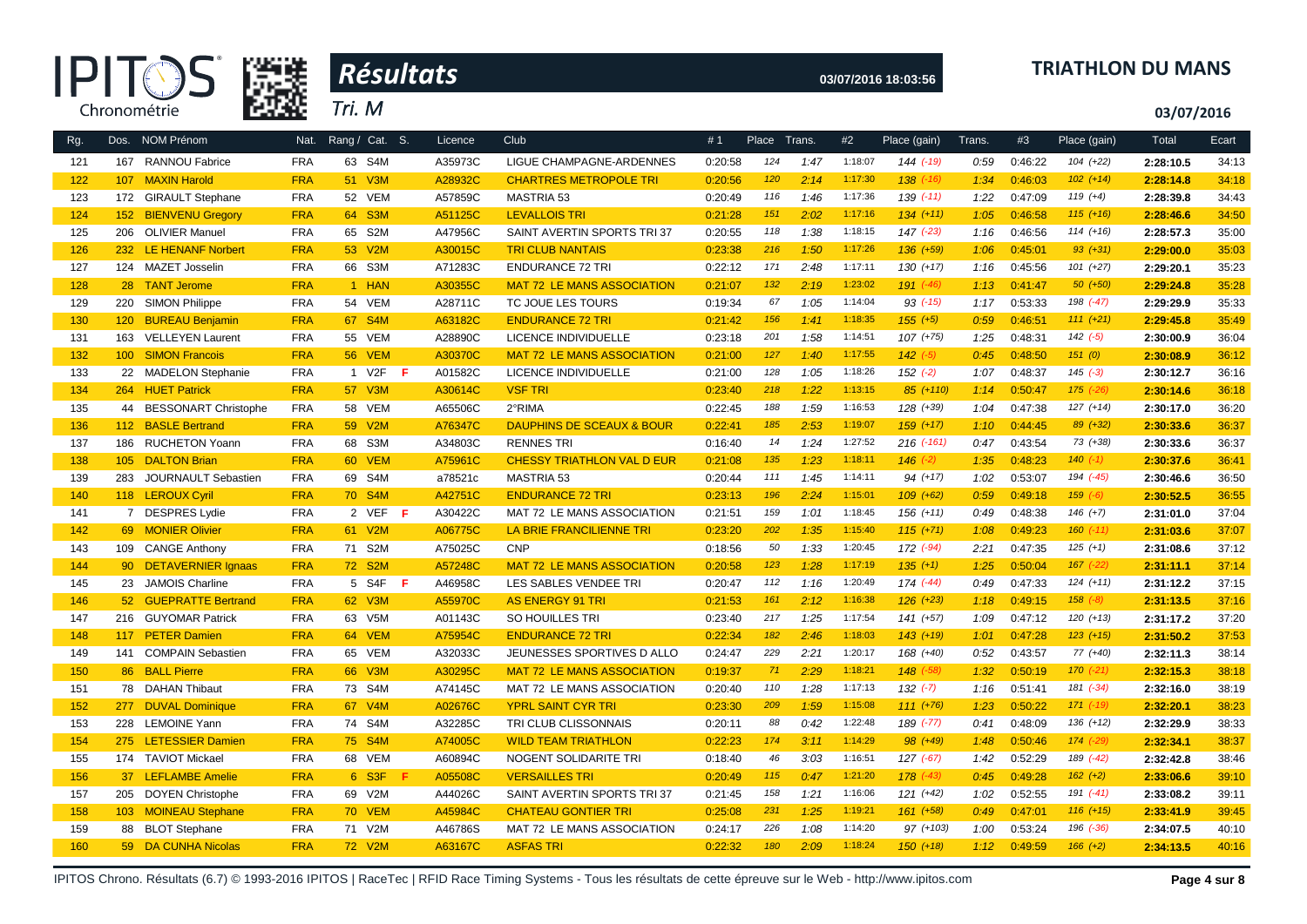# Résultats

**TRIATHLON DU MANS**

Tri. M

03/07/2016

| Rg. | Dos. | NOM Prénom | Nat. | Rang / Cat. | S. | Licence | Club | #1 | Place | Trans. | #2 | Place (gain) | Trans. | #3 | Place (gain) | Total | Ecart |
|---|---|---|---|---|---|---|---|---|---|---|---|---|---|---|---|---|---|
| 121 | 167 | RANNOU Fabrice | FRA | 63 S4M | | A35973C | LIGUE CHAMPAGNE-ARDENNES | 0:20:58 | 124 | 1:47 | 1:18:07 | 144 (-19) | 0:59 | 0:46:22 | 104 (+22) | 2:28:10.5 | 34:13 |
| 122 | 107 | MAXIN Harold | FRA | 51 V3M | | A28932C | CHARTRES METROPOLE TRI | 0:20:56 | 120 | 2:14 | 1:17:30 | 138 (-16) | 1:34 | 0:46:03 | 102 (+14) | 2:28:14.8 | 34:18 |
| 123 | 172 | GIRAULT Stephane | FRA | 52 VEM | | A57859C | MASTRIA 53 | 0:20:49 | 116 | 1:46 | 1:17:36 | 139 (-11) | 1:22 | 0:47:09 | 119 (+4) | 2:28:39.8 | 34:43 |
| 124 | 152 | BIENVENU Gregory | FRA | 64 S3M | | A51125C | LEVALLOIS TRI | 0:21:28 | 151 | 2:02 | 1:17:16 | 134 (+11) | 1:05 | 0:46:58 | 115 (+16) | 2:28:46.6 | 34:50 |
| 125 | 206 | OLIVIER Manuel | FRA | 65 S2M | | A47956C | SAINT AVERTIN SPORTS TRI 37 | 0:20:55 | 118 | 1:38 | 1:18:15 | 147 (-23) | 1:16 | 0:46:56 | 114 (+16) | 2:28:57.3 | 35:00 |
| 126 | 232 | LE HENANF Norbert | FRA | 53 V2M | | A30015C | TRI CLUB NANTAIS | 0:23:38 | 216 | 1:50 | 1:17:26 | 136 (+59) | 1:06 | 0:45:01 | 93 (+31) | 2:29:00.0 | 35:03 |
| 127 | 124 | MAZET Josselin | FRA | 66 S3M | | A71283C | ENDURANCE 72 TRI | 0:22:12 | 171 | 2:48 | 1:17:11 | 130 (+17) | 1:16 | 0:45:56 | 101 (+27) | 2:29:20.1 | 35:23 |
| 128 | 28 | TANT Jerome | FRA | 1 HAN | | A30355C | MAT 72 LE MANS ASSOCIATION | 0:21:07 | 132 | 2:19 | 1:23:02 | 191 (-46) | 1:13 | 0:41:47 | 50 (+50) | 2:29:24.8 | 35:28 |
| 129 | 220 | SIMON Philippe | FRA | 54 VEM | | A28711C | TC JOUE LES TOURS | 0:19:34 | 67 | 1:05 | 1:14:04 | 93 (-15) | 1:17 | 0:53:33 | 198 (-47) | 2:29:29.9 | 35:33 |
| 130 | 120 | BUREAU Benjamin | FRA | 67 S4M | | A63182C | ENDURANCE 72 TRI | 0:21:42 | 156 | 1:41 | 1:18:35 | 155 (+5) | 0:59 | 0:46:51 | 111 (+21) | 2:29:45.8 | 35:49 |
| 131 | 163 | VELLEYEN Laurent | FRA | 55 VEM | | A28890C | LICENCE INDIVIDUELLE | 0:23:18 | 201 | 1:58 | 1:14:51 | 107 (+75) | 1:25 | 0:48:31 | 142 (-5) | 2:30:00.9 | 36:04 |
| 132 | 100 | SIMON Francois | FRA | 56 VEM | | A30370C | MAT 72 LE MANS ASSOCIATION | 0:21:00 | 127 | 1:40 | 1:17:55 | 142 (-5) | 0:45 | 0:48:50 | 151 (0) | 2:30:08.9 | 36:12 |
| 133 | 22 | MADELON Stephanie | FRA | 1 V2F | F | A01582C | LICENCE INDIVIDUELLE | 0:21:00 | 128 | 1:05 | 1:18:26 | 152 (-2) | 1:07 | 0:48:37 | 145 (-3) | 2:30:12.7 | 36:16 |
| 134 | 264 | HUET Patrick | FRA | 57 V3M | | A30614C | VSF TRI | 0:23:40 | 218 | 1:22 | 1:13:15 | 85 (+110) | 1:14 | 0:50:47 | 175 (-26) | 2:30:14.6 | 36:18 |
| 135 | 44 | BESSONART Christophe | FRA | 58 VEM | | A65506C | 2°RIMA | 0:22:45 | 188 | 1:59 | 1:16:53 | 128 (+39) | 1:04 | 0:47:38 | 127 (+14) | 2:30:17.0 | 36:20 |
| 136 | 112 | BASLE Bertrand | FRA | 59 V2M | | A76347C | DAUPHINS DE SCEAUX & BOUR | 0:22:41 | 185 | 2:53 | 1:19:07 | 159 (+17) | 1:10 | 0:44:45 | 89 (+32) | 2:30:33.6 | 36:37 |
| 137 | 186 | RUCHETON Yoann | FRA | 68 S3M | | A34803C | RENNES TRI | 0:16:40 | 14 | 1:24 | 1:27:52 | 216 (-161) | 0:47 | 0:43:54 | 73 (+38) | 2:30:33.6 | 36:37 |
| 138 | 105 | DALTON Brian | FRA | 60 VEM | | A75961C | CHESSY TRIATHLON VAL D EUR | 0:21:08 | 135 | 1:23 | 1:18:11 | 146 (-2) | 1:35 | 0:48:23 | 140 (-1) | 2:30:37.6 | 36:41 |
| 139 | 283 | JOURNAULT Sebastien | FRA | 69 S4M | | a78521c | MASTRIA 53 | 0:20:44 | 111 | 1:45 | 1:14:11 | 94 (+17) | 1:02 | 0:53:07 | 194 (-45) | 2:30:46.6 | 36:50 |
| 140 | 118 | LEROUX Cyril | FRA | 70 S4M | | A42751C | ENDURANCE 72 TRI | 0:23:13 | 196 | 2:24 | 1:15:01 | 109 (+62) | 0:59 | 0:49:18 | 159 (-6) | 2:30:52.5 | 36:55 |
| 141 | 7 | DESPRES Lydie | FRA | 2 VEF | F | A30422C | MAT 72 LE MANS ASSOCIATION | 0:21:51 | 159 | 1:01 | 1:18:45 | 156 (+11) | 0:49 | 0:48:38 | 146 (+7) | 2:31:01.0 | 37:04 |
| 142 | 69 | MONIER Olivier | FRA | 61 V2M | | A06775C | LA BRIE FRANCILIENNE TRI | 0:23:20 | 202 | 1:35 | 1:15:40 | 115 (+71) | 1:08 | 0:49:23 | 160 (-11) | 2:31:03.6 | 37:07 |
| 143 | 109 | CANGE Anthony | FRA | 71 S2M | | A75025C | CNP | 0:18:56 | 50 | 1:33 | 1:20:45 | 172 (-94) | 2:21 | 0:47:35 | 125 (+1) | 2:31:08.6 | 37:12 |
| 144 | 90 | DETAVERNIER Ignaas | FRA | 72 S2M | | A57248C | MAT 72 LE MANS ASSOCIATION | 0:20:58 | 123 | 1:28 | 1:17:19 | 135 (+1) | 1:25 | 0:50:04 | 167 (-22) | 2:31:11.1 | 37:14 |
| 145 | 23 | JAMOIS Charline | FRA | 5 S4F | F | A46958C | LES SABLES VENDEE TRI | 0:20:47 | 112 | 1:16 | 1:20:49 | 174 (-44) | 0:49 | 0:47:33 | 124 (+11) | 2:31:12.2 | 37:15 |
| 146 | 52 | GUEPRATTE Bertrand | FRA | 62 V3M | | A55970C | AS ENERGY 91 TRI | 0:21:53 | 161 | 2:12 | 1:16:38 | 126 (+23) | 1:18 | 0:49:15 | 158 (-8) | 2:31:13.5 | 37:16 |
| 147 | 216 | GUYOMAR Patrick | FRA | 63 V5M | | A01143C | SO HOUILLES TRI | 0:23:40 | 217 | 1:25 | 1:17:54 | 141 (+57) | 1:09 | 0:47:12 | 120 (+13) | 2:31:17.2 | 37:20 |
| 148 | 117 | PETER Damien | FRA | 64 VEM | | A75954C | ENDURANCE 72 TRI | 0:22:34 | 182 | 2:46 | 1:18:03 | 143 (+19) | 1:01 | 0:47:28 | 123 (+15) | 2:31:50.2 | 37:53 |
| 149 | 141 | COMPAIN Sebastien | FRA | 65 VEM | | A32033C | JEUNESSES SPORTIVES D ALLO | 0:24:47 | 229 | 2:21 | 1:20:17 | 168 (+40) | 0:52 | 0:43:57 | 77 (+40) | 2:32:11.3 | 38:14 |
| 150 | 86 | BALL Pierre | FRA | 66 V3M | | A30295C | MAT 72 LE MANS ASSOCIATION | 0:19:37 | 71 | 2:29 | 1:18:21 | 148 (-58) | 1:32 | 0:50:19 | 170 (-21) | 2:32:15.3 | 38:18 |
| 151 | 78 | DAHAN Thibaut | FRA | 73 S4M | | A74145C | MAT 72 LE MANS ASSOCIATION | 0:20:40 | 110 | 1:28 | 1:17:13 | 132 (-7) | 1:16 | 0:51:41 | 181 (-34) | 2:32:16.0 | 38:19 |
| 152 | 277 | DUVAL Dominique | FRA | 67 V4M | | A02676C | YPRL SAINT CYR TRI | 0:23:30 | 209 | 1:59 | 1:15:08 | 111 (+76) | 1:23 | 0:50:22 | 171 (-19) | 2:32:20.1 | 38:23 |
| 153 | 228 | LEMOINE Yann | FRA | 74 S4M | | A32285C | TRI CLUB CLISSONNAIS | 0:20:11 | 88 | 0:42 | 1:22:48 | 189 (-77) | 0:41 | 0:48:09 | 136 (+12) | 2:32:29.9 | 38:33 |
| 154 | 275 | LETESSIER Damien | FRA | 75 S4M | | A74005C | WILD TEAM TRIATHLON | 0:22:23 | 174 | 3:11 | 1:14:29 | 98 (+49) | 1:48 | 0:50:46 | 174 (-29) | 2:32:34.1 | 38:37 |
| 155 | 174 | TAVIOT Mickael | FRA | 68 VEM | | A60894C | NOGENT SOLIDARITE TRI | 0:18:40 | 46 | 3:03 | 1:16:51 | 127 (-67) | 1:42 | 0:52:29 | 189 (-42) | 2:32:42.8 | 38:46 |
| 156 | 37 | LEFLAMBE Amelie | FRA | 6 S3F | F | A05508C | VERSAILLES TRI | 0:20:49 | 115 | 0:47 | 1:21:20 | 178 (-43) | 0:45 | 0:49:28 | 162 (+2) | 2:33:06.6 | 39:10 |
| 157 | 205 | DOYEN Christophe | FRA | 69 V2M | | A44026C | SAINT AVERTIN SPORTS TRI 37 | 0:21:45 | 158 | 1:21 | 1:16:06 | 121 (+42) | 1:02 | 0:52:55 | 191 (-41) | 2:33:08.2 | 39:11 |
| 158 | 103 | MOINEAU Stephane | FRA | 70 VEM | | A45984C | CHATEAU GONTIER TRI | 0:25:08 | 231 | 1:25 | 1:19:21 | 161 (+58) | 0:49 | 0:47:01 | 116 (+15) | 2:33:41.9 | 39:45 |
| 159 | 88 | BLOT Stephane | FRA | 71 V2M | | A46786S | MAT 72 LE MANS ASSOCIATION | 0:24:17 | 226 | 1:08 | 1:14:20 | 97 (+103) | 1:00 | 0:53:24 | 196 (-36) | 2:34:07.5 | 40:10 |
| 160 | 59 | DA CUNHA Nicolas | FRA | 72 V2M | | A63167C | ASFAS TRI | 0:22:32 | 180 | 2:09 | 1:18:24 | 150 (+18) | 1:12 | 0:49:59 | 166 (+2) | 2:34:13.5 | 40:16 |

IPITOS Chrono. Résultats (6.7) © 1993-2016 IPITOS | RaceTec | RFID Race Timing Systems - Tous les résultats de cette épreuve sur le Web - http://www.ipitos.com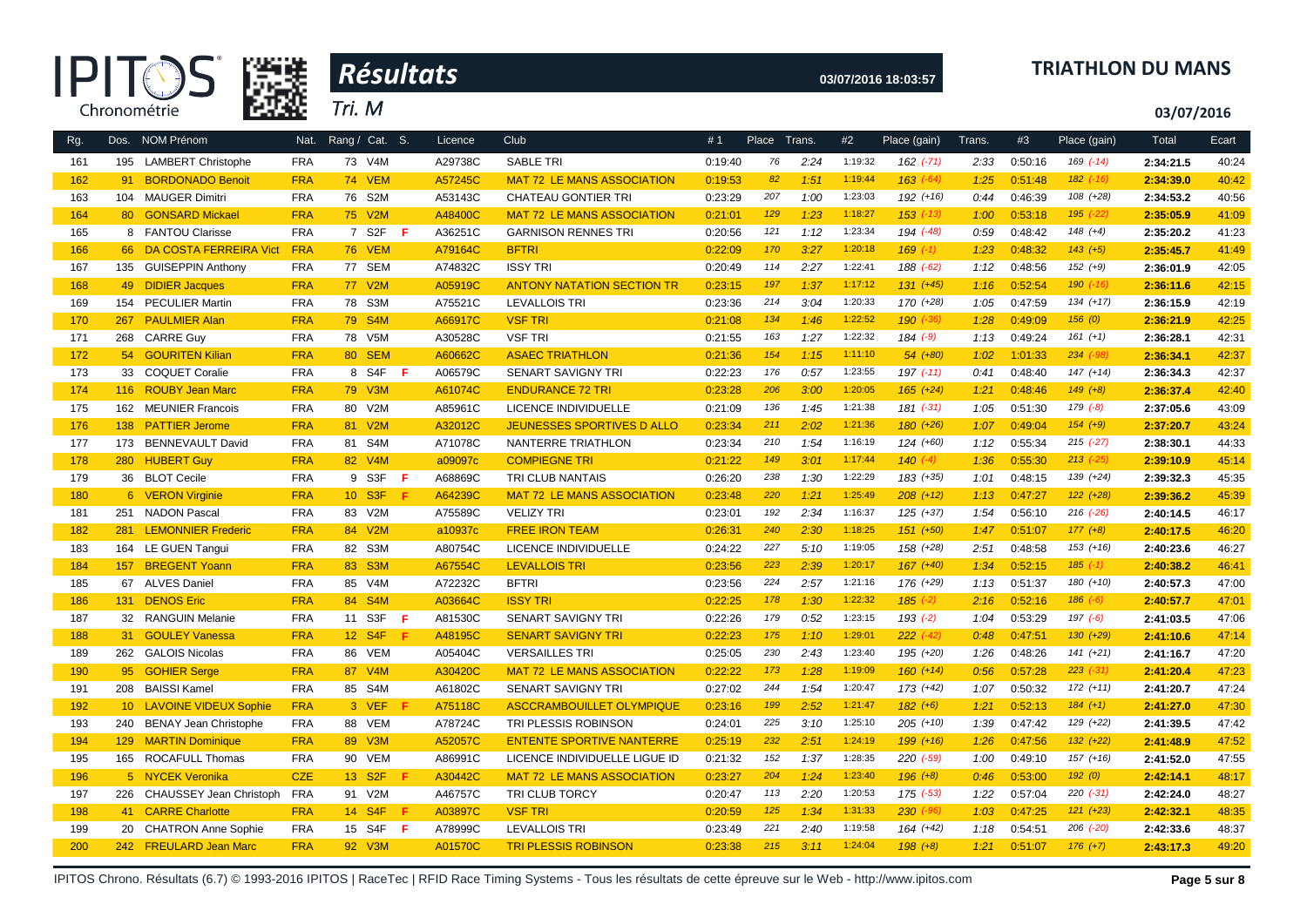# Résultats

Tri. M

**TRIATHLON DU MANS**

03/07/2016 18:03:57

03/07/2016

| Rg. | Dos. | NOM Prénom | Nat. | Rang / Cat. | S. | Licence | Club | #1 | Place | Trans. | #2 | Place (gain) | Trans. | #3 | Place (gain) | Total | Ecart |
|---|---|---|---|---|---|---|---|---|---|---|---|---|---|---|---|---|---|
| 161 | 195 | LAMBERT Christophe | FRA | 73 V4M | | A29738C | SABLE TRI | 0:19:40 | 76 | 2:24 | 1:19:32 | 162 (-71) | 2:33 | 0:50:16 | 169 (-14) | 2:34:21.5 | 40:24 |
| 162 | 91 | BORDONADO Benoit | FRA | 74 VEM | | A57245C | MAT 72 LE MANS ASSOCIATION | 0:19:53 | 82 | 1:51 | 1:19:44 | 163 (-64) | 1:25 | 0:51:48 | 182 (-16) | 2:34:39.0 | 40:42 |
| 163 | 104 | MAUGER Dimitri | FRA | 76 S2M | | A53143C | CHATEAU GONTIER TRI | 0:23:29 | 207 | 1:00 | 1:23:03 | 192 (+16) | 0:44 | 0:46:39 | 108 (+28) | 2:34:53.2 | 40:56 |
| 164 | 80 | GONSARD Mickael | FRA | 75 V2M | | A48400C | MAT 72 LE MANS ASSOCIATION | 0:21:01 | 129 | 1:23 | 1:18:27 | 153 (-13) | 1:00 | 0:53:18 | 195 (-22) | 2:35:05.9 | 41:09 |
| 165 | 8 | FANTOU Clarisse | FRA | 7 S2F | F | A36251C | GARNISON RENNES TRI | 0:20:56 | 121 | 1:12 | 1:23:34 | 194 (-48) | 0:59 | 0:48:42 | 148 (+4) | 2:35:20.2 | 41:23 |
| 166 | 66 | DA COSTA FERREIRA Vict | FRA | 76 VEM | | A79164C | BFTRI | 0:22:09 | 170 | 3:27 | 1:20:18 | 169 (-1) | 1:23 | 0:48:32 | 143 (+5) | 2:35:45.7 | 41:49 |
| 167 | 135 | GUISEPPIN Anthony | FRA | 77 SEM | | A74832C | ISSY TRI | 0:20:49 | 114 | 2:27 | 1:22:41 | 188 (-62) | 1:12 | 0:48:56 | 152 (+9) | 2:36:01.9 | 42:05 |
| 168 | 49 | DIDIER Jacques | FRA | 77 V2M | | A05919C | ANTONY NATATION SECTION TR | 0:23:15 | 197 | 1:37 | 1:17:12 | 131 (+45) | 1:16 | 0:52:54 | 190 (-16) | 2:36:11.6 | 42:15 |
| 169 | 154 | PECULIER Martin | FRA | 78 S3M | | A75521C | LEVALLOIS TRI | 0:23:36 | 214 | 3:04 | 1:20:33 | 170 (+28) | 1:05 | 0:47:59 | 134 (+17) | 2:36:15.9 | 42:19 |
| 170 | 267 | PAULMIER Alan | FRA | 79 S4M | | A66917C | VSF TRI | 0:21:08 | 134 | 1:46 | 1:22:52 | 190 (-36) | 1:28 | 0:49:09 | 156 (0) | 2:36:21.9 | 42:25 |
| 171 | 268 | CARRE Guy | FRA | 78 V5M | | A30528C | VSF TRI | 0:21:55 | 163 | 1:27 | 1:22:32 | 184 (-9) | 1:13 | 0:49:24 | 161 (+1) | 2:36:28.1 | 42:31 |
| 172 | 54 | GOURITEN Kilian | FRA | 80 SEM | | A60662C | ASAEC TRIATHLON | 0:21:36 | 154 | 1:15 | 1:11:10 | 54 (+80) | 1:02 | 1:01:33 | 234 (-98) | 2:36:34.1 | 42:37 |
| 173 | 33 | COQUET Coralie | FRA | 8 S4F | F | A06579C | SENART SAVIGNY TRI | 0:22:23 | 176 | 0:57 | 1:23:55 | 197 (-11) | 0:41 | 0:48:40 | 147 (+14) | 2:36:34.3 | 42:37 |
| 174 | 116 | ROUBY Jean Marc | FRA | 79 V3M | | A61074C | ENDURANCE 72 TRI | 0:23:28 | 206 | 3:00 | 1:20:05 | 165 (+24) | 1:21 | 0:48:46 | 149 (+8) | 2:36:37.4 | 42:40 |
| 175 | 162 | MEUNIER Francois | FRA | 80 V2M | | A85961C | LICENCE INDIVIDUELLE | 0:21:09 | 136 | 1:45 | 1:21:38 | 181 (-31) | 1:05 | 0:51:30 | 179 (-8) | 2:37:05.6 | 43:09 |
| 176 | 138 | PATTIER Jerome | FRA | 81 V2M | | A32012C | JEUNESSES SPORTIVES D ALLO | 0:23:34 | 211 | 2:02 | 1:21:36 | 180 (+26) | 1:07 | 0:49:04 | 154 (+9) | 2:37:20.7 | 43:24 |
| 177 | 173 | BENNEVAULT David | FRA | 81 S4M | | A71078C | NANTERRE TRIATHLON | 0:23:34 | 210 | 1:54 | 1:16:19 | 124 (+60) | 1:12 | 0:55:34 | 215 (-27) | 2:38:30.1 | 44:33 |
| 178 | 280 | HUBERT Guy | FRA | 82 V4M | | a09097c | COMPIEGNE TRI | 0:21:22 | 149 | 3:01 | 1:17:44 | 140 (-4) | 1:36 | 0:55:30 | 213 (-25) | 2:39:10.9 | 45:14 |
| 179 | 36 | BLOT Cecile | FRA | 9 S3F | F | A68869C | TRI CLUB NANTAIS | 0:26:20 | 238 | 1:30 | 1:22:29 | 183 (+35) | 1:01 | 0:48:15 | 139 (+24) | 2:39:32.3 | 45:35 |
| 180 | 6 | VERON Virginie | FRA | 10 S3F | F | A64239C | MAT 72 LE MANS ASSOCIATION | 0:23:48 | 220 | 1:21 | 1:25:49 | 208 (+12) | 1:13 | 0:47:27 | 122 (+28) | 2:39:36.2 | 45:39 |
| 181 | 251 | NADON Pascal | FRA | 83 V2M | | A75589C | VELIZY TRI | 0:23:01 | 192 | 2:34 | 1:16:37 | 125 (+37) | 1:54 | 0:56:10 | 216 (-26) | 2:40:14.5 | 46:17 |
| 182 | 281 | LEMONNIER Frederic | FRA | 84 V2M | | a10937c | FREE IRON TEAM | 0:26:31 | 240 | 2:30 | 1:18:25 | 151 (+50) | 1:47 | 0:51:07 | 177 (+8) | 2:40:17.5 | 46:20 |
| 183 | 164 | LE GUEN Tangui | FRA | 82 S3M | | A80754C | LICENCE INDIVIDUELLE | 0:24:22 | 227 | 5:10 | 1:19:05 | 158 (+28) | 2:51 | 0:48:58 | 153 (+16) | 2:40:23.6 | 46:27 |
| 184 | 157 | BREGENT Yoann | FRA | 83 S3M | | A67554C | LEVALLOIS TRI | 0:23:56 | 223 | 2:39 | 1:20:17 | 167 (+40) | 1:34 | 0:52:15 | 185 (-1) | 2:40:38.2 | 46:41 |
| 185 | 67 | ALVES Daniel | FRA | 85 V4M | | A72232C | BFTRI | 0:23:56 | 224 | 2:57 | 1:21:16 | 176 (+29) | 1:13 | 0:51:37 | 180 (+10) | 2:40:57.3 | 47:00 |
| 186 | 131 | DENOS Eric | FRA | 84 S4M | | A03664C | ISSY TRI | 0:22:25 | 178 | 1:30 | 1:22:32 | 185 (-2) | 2:16 | 0:52:16 | 186 (-6) | 2:40:57.7 | 47:01 |
| 187 | 32 | RANGUIN Melanie | FRA | 11 S3F | F | A81530C | SENART SAVIGNY TRI | 0:22:26 | 179 | 0:52 | 1:23:15 | 193 (-2) | 1:04 | 0:53:29 | 197 (-6) | 2:41:03.5 | 47:06 |
| 188 | 31 | GOULEY Vanessa | FRA | 12 S4F | F | A48195C | SENART SAVIGNY TRI | 0:22:23 | 175 | 1:10 | 1:29:01 | 222 (-42) | 0:48 | 0:47:51 | 130 (+29) | 2:41:10.6 | 47:14 |
| 189 | 262 | GALOIS Nicolas | FRA | 86 VEM | | A05404C | VERSAILLES TRI | 0:25:05 | 230 | 2:43 | 1:23:40 | 195 (+20) | 1:26 | 0:48:26 | 141 (+21) | 2:41:16.7 | 47:20 |
| 190 | 95 | GOHIER Serge | FRA | 87 V4M | | A30420C | MAT 72 LE MANS ASSOCIATION | 0:22:22 | 173 | 1:28 | 1:19:09 | 160 (+14) | 0:56 | 0:57:28 | 223 (-31) | 2:41:20.4 | 47:23 |
| 191 | 208 | BAISSI Kamel | FRA | 85 S4M | | A61802C | SENART SAVIGNY TRI | 0:27:02 | 244 | 1:54 | 1:20:47 | 173 (+42) | 1:07 | 0:50:32 | 172 (+11) | 2:41:20.7 | 47:24 |
| 192 | 10 | LAVOINE VIDEUX Sophie | FRA | 3 VEF | F | A75118C | ASCCRAMBOUILLET OLYMPIQUE | 0:23:16 | 199 | 2:52 | 1:21:47 | 182 (+6) | 1:21 | 0:52:13 | 184 (+1) | 2:41:27.0 | 47:30 |
| 193 | 240 | BENAY Jean Christophe | FRA | 88 VEM | | A78724C | TRI PLESSIS ROBINSON | 0:24:01 | 225 | 3:10 | 1:25:10 | 205 (+10) | 1:39 | 0:47:42 | 129 (+22) | 2:41:39.5 | 47:42 |
| 194 | 129 | MARTIN Dominique | FRA | 89 V3M | | A52057C | ENTENTE SPORTIVE NANTERRE | 0:25:19 | 232 | 2:51 | 1:24:19 | 199 (+16) | 1:26 | 0:47:56 | 132 (+22) | 2:41:48.9 | 47:52 |
| 195 | 165 | ROCAFULL Thomas | FRA | 90 VEM | | A86991C | LICENCE INDIVIDUELLE LIGUE ID | 0:21:32 | 152 | 1:37 | 1:28:35 | 220 (-59) | 1:00 | 0:49:10 | 157 (+16) | 2:41:52.0 | 47:55 |
| 196 | 5 | NYCEK Veronika | CZE | 13 S2F | F | A30442C | MAT 72 LE MANS ASSOCIATION | 0:23:27 | 204 | 1:24 | 1:23:40 | 196 (+8) | 0:46 | 0:53:00 | 192 (0) | 2:42:14.1 | 48:17 |
| 197 | 226 | CHAUSSEY Jean Christoph | FRA | 91 V2M | | A46757C | TRI CLUB TORCY | 0:20:47 | 113 | 2:20 | 1:20:53 | 175 (-53) | 1:22 | 0:57:04 | 220 (-31) | 2:42:24.0 | 48:27 |
| 198 | 41 | CARRE Charlotte | FRA | 14 S4F | F | A03897C | VSF TRI | 0:20:59 | 125 | 1:34 | 1:31:33 | 230 (-96) | 1:03 | 0:47:25 | 121 (+23) | 2:42:32.1 | 48:35 |
| 199 | 20 | CHATRON Anne Sophie | FRA | 15 S4F | F | A78999C | LEVALLOIS TRI | 0:23:49 | 221 | 2:40 | 1:19:58 | 164 (+42) | 1:18 | 0:54:51 | 206 (-20) | 2:42:33.6 | 48:37 |
| 200 | 242 | FREULARD Jean Marc | FRA | 92 V3M | | A01570C | TRI PLESSIS ROBINSON | 0:23:38 | 215 | 3:11 | 1:24:04 | 198 (+8) | 1:21 | 0:51:07 | 176 (+7) | 2:43:17.3 | 49:20 |

IPITOS Chrono. Résultats (6.7) © 1993-2016 IPITOS | RaceTec | RFID Race Timing Systems - Tous les résultats de cette épreuve sur le Web - http://www.ipitos.com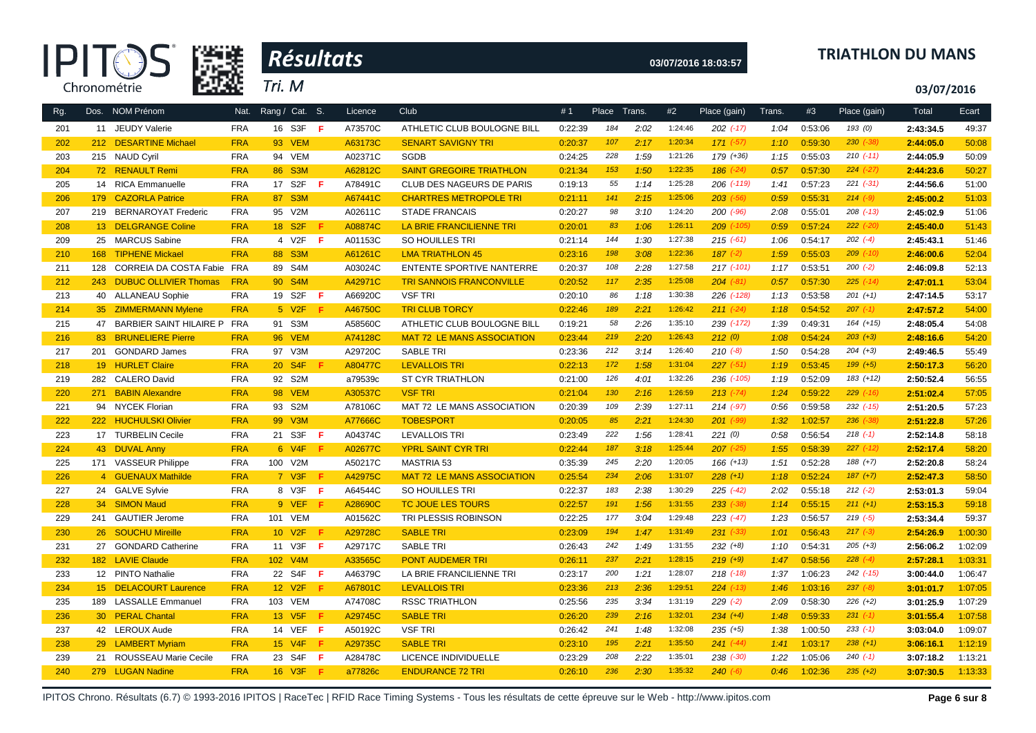# Résultats

## TRIATHLON DU MANS

Tri. M

03/07/2016 18:03:57

03/07/2016

| Rg. | Dos. | NOM Prénom | Nat. | Rang / Cat. | S. | Licence | Club | #1 | Place | Trans. | #2 | Place (gain) | Trans. | #3 | Place (gain) | Total | Ecart |
|---|---|---|---|---|---|---|---|---|---|---|---|---|---|---|---|---|---|
| 201 | 11 | JEUDY Valerie | FRA | 16 S3F | F | A73570C | ATHLETIC CLUB BOULOGNE BILL | 0:22:39 | 184 | 2:02 | 1:24:46 | 202 (-17) | 1:04 | 0:53:06 | 193 (0) | 2:43:34.5 | 49:37 |
| 202 | 212 | DESARTINE Michael | FRA | 93 VEM | | A63173C | SENART SAVIGNY TRI | 0:20:37 | 107 | 2:17 | 1:20:34 | 171 (-57) | 1:10 | 0:59:30 | 230 (-38) | 2:44:05.0 | 50:08 |
| 203 | 215 | NAUD Cyril | FRA | 94 VEM | | A02371C | SGDB | 0:24:25 | 228 | 1:59 | 1:21:26 | 179 (+36) | 1:15 | 0:55:03 | 210 (-11) | 2:44:05.9 | 50:09 |
| 204 | 72 | RENAULT Remi | FRA | 86 S3M | | A62812C | SAINT GREGOIRE TRIATHLON | 0:21:34 | 153 | 1:50 | 1:22:35 | 186 (-24) | 0:57 | 0:57:30 | 224 (-27) | 2:44:23.6 | 50:27 |
| 205 | 14 | RICA Emmanuelle | FRA | 17 S2F | F | A78491C | CLUB DES NAGEURS DE PARIS | 0:19:13 | 55 | 1:14 | 1:25:28 | 206 (-119) | 1:41 | 0:57:23 | 221 (-31) | 2:44:56.6 | 51:00 |
| 206 | 179 | CAZORLA Patrice | FRA | 87 S3M | | A67441C | CHARTRES METROPOLE TRI | 0:21:11 | 141 | 2:15 | 1:25:06 | 203 (-56) | 0:59 | 0:55:31 | 214 (-9) | 2:45:00.2 | 51:03 |
| 207 | 219 | BERNAROYAT Frederic | FRA | 95 V2M | | A02611C | STADE FRANCAIS | 0:20:27 | 98 | 3:10 | 1:24:20 | 200 (-96) | 2:08 | 0:55:01 | 208 (-13) | 2:45:02.9 | 51:06 |
| 208 | 13 | DELGRANGE Coline | FRA | 18 S2F | F | A08874C | LA BRIE FRANCILIENNE TRI | 0:20:01 | 83 | 1:06 | 1:26:11 | 209 (-105) | 0:59 | 0:57:24 | 222 (-20) | 2:45:40.0 | 51:43 |
| 209 | 25 | MARCUS Sabine | FRA | 4 V2F | F | A01153C | SO HOUILLES TRI | 0:21:14 | 144 | 1:30 | 1:27:38 | 215 (-61) | 1:06 | 0:54:17 | 202 (-4) | 2:45:43.1 | 51:46 |
| 210 | 168 | TIPHENE Mickael | FRA | 88 S3M | | A61261C | LMA TRIATHLON 45 | 0:23:16 | 198 | 3:08 | 1:22:36 | 187 (-2) | 1:59 | 0:55:03 | 209 (-10) | 2:46:00.6 | 52:04 |
| 211 | 128 | CORREIA DA COSTA Fabie | FRA | 89 S4M | | A03024C | ENTENTE SPORTIVE NANTERRE | 0:20:37 | 108 | 2:28 | 1:27:58 | 217 (-101) | 1:17 | 0:53:51 | 200 (-2) | 2:46:09.8 | 52:13 |
| 212 | 243 | DUBUC OLLIVIER Thomas | FRA | 90 S4M | | A42971C | TRI SANNOIS FRANCONVILLE | 0:20:52 | 117 | 2:35 | 1:25:08 | 204 (-81) | 0:57 | 0:57:30 | 225 (-14) | 2:47:01.1 | 53:04 |
| 213 | 40 | ALLANEAU Sophie | FRA | 19 S2F | F | A66920C | VSF TRI | 0:20:10 | 86 | 1:18 | 1:30:38 | 226 (-128) | 1:13 | 0:53:58 | 201 (+1) | 2:47:14.5 | 53:17 |
| 214 | 35 | ZIMMERMANN Mylene | FRA | 5 V2F | F | A46750C | TRI CLUB TORCY | 0:22:46 | 189 | 2:21 | 1:26:42 | 211 (-24) | 1:18 | 0:54:52 | 207 (-1) | 2:47:57.2 | 54:00 |
| 215 | 47 | BARBIER SAINT HILAIRE P | FRA | 91 S3M | | A58560C | ATHLETIC CLUB BOULOGNE BILL | 0:19:21 | 58 | 2:26 | 1:35:10 | 239 (-172) | 1:39 | 0:49:31 | 164 (+15) | 2:48:05.4 | 54:08 |
| 216 | 83 | BRUNELIERE Pierre | FRA | 96 VEM | | A74128C | MAT 72 LE MANS ASSOCIATION | 0:23:44 | 219 | 2:20 | 1:26:43 | 212 (0) | 1:08 | 0:54:24 | 203 (+3) | 2:48:16.6 | 54:20 |
| 217 | 201 | GONDARD James | FRA | 97 V3M | | A29720C | SABLE TRI | 0:23:36 | 212 | 3:14 | 1:26:40 | 210 (-8) | 1:50 | 0:54:28 | 204 (+3) | 2:49:46.5 | 55:49 |
| 218 | 19 | HURLET Claire | FRA | 20 S4F | F | A80477C | LEVALLOIS TRI | 0:22:13 | 172 | 1:58 | 1:31:04 | 227 (-51) | 1:19 | 0:53:45 | 199 (+5) | 2:50:17.3 | 56:20 |
| 219 | 282 | CALERO David | FRA | 92 S2M | | a79539c | ST CYR TRIATHLON | 0:21:00 | 126 | 4:01 | 1:32:26 | 236 (-105) | 1:19 | 0:52:09 | 183 (+12) | 2:50:52.4 | 56:55 |
| 220 | 271 | BABIN Alexandre | FRA | 98 VEM | | A30537C | VSF TRI | 0:21:04 | 130 | 2:16 | 1:26:59 | 213 (-74) | 1:24 | 0:59:22 | 229 (-16) | 2:51:02.4 | 57:05 |
| 221 | 94 | NYCEK Florian | FRA | 93 S2M | | A78106C | MAT 72 LE MANS ASSOCIATION | 0:20:39 | 109 | 2:39 | 1:27:11 | 214 (-97) | 0:56 | 0:59:58 | 232 (-15) | 2:51:20.5 | 57:23 |
| 222 | 222 | HUCHULSKI Olivier | FRA | 99 V3M | | A77666C | TOBESPORT | 0:20:05 | 85 | 2:21 | 1:24:30 | 201 (-99) | 1:32 | 1:02:57 | 236 (-38) | 2:51:22.8 | 57:26 |
| 223 | 17 | TURBELIN Cecile | FRA | 21 S3F | F | A04374C | LEVALLOIS TRI | 0:23:49 | 222 | 1:56 | 1:28:41 | 221 (0) | 0:58 | 0:56:54 | 218 (-1) | 2:52:14.8 | 58:18 |
| 224 | 43 | DUVAL Anny | FRA | 6 V4F | F | A02677C | YPRL SAINT CYR TRI | 0:22:44 | 187 | 3:18 | 1:25:44 | 207 (-25) | 1:55 | 0:58:39 | 227 (-12) | 2:52:17.4 | 58:20 |
| 225 | 171 | VASSEUR Philippe | FRA | 100 V2M | | A50217C | MASTRIA 53 | 0:35:39 | 245 | 2:20 | 1:20:05 | 166 (+13) | 1:51 | 0:52:28 | 188 (+7) | 2:52:20.8 | 58:24 |
| 226 | 4 | GUENAUX Mathilde | FRA | 7 V3F | F | A42975C | MAT 72 LE MANS ASSOCIATION | 0:25:54 | 234 | 2:06 | 1:31:07 | 228 (+1) | 1:18 | 0:52:24 | 187 (+7) | 2:52:47.3 | 58:50 |
| 227 | 24 | GALVE Sylvie | FRA | 8 V3F | F | A64544C | SO HOUILLES TRI | 0:22:37 | 183 | 2:38 | 1:30:29 | 225 (-42) | 2:02 | 0:55:18 | 212 (-2) | 2:53:01.3 | 59:04 |
| 228 | 34 | SIMON Maud | FRA | 9 VEF | F | A28690C | TC JOUE LES TOURS | 0:22:57 | 191 | 1:56 | 1:31:55 | 233 (-38) | 1:14 | 0:55:15 | 211 (+1) | 2:53:15.3 | 59:18 |
| 229 | 241 | GAUTIER Jerome | FRA | 101 VEM | | A01562C | TRI PLESSIS ROBINSON | 0:22:25 | 177 | 3:04 | 1:29:48 | 223 (-47) | 1:23 | 0:56:57 | 219 (-5) | 2:53:34.4 | 59:37 |
| 230 | 26 | SOUCHU Mireille | FRA | 10 V2F | F | A29728C | SABLE TRI | 0:23:09 | 194 | 1:47 | 1:31:49 | 231 (-33) | 1:01 | 0:56:43 | 217 (-3) | 2:54:26.9 | 1:00:30 |
| 231 | 27 | GONDARD Catherine | FRA | 11 V3F | F | A29717C | SABLE TRI | 0:26:43 | 242 | 1:49 | 1:31:55 | 232 (+8) | 1:10 | 0:54:31 | 205 (+3) | 2:56:06.2 | 1:02:09 |
| 232 | 182 | LAVIE Claude | FRA | 102 V4M | | A33565C | PONT AUDEMER TRI | 0:26:11 | 237 | 2:21 | 1:28:15 | 219 (+9) | 1:47 | 0:58:56 | 228 (-4) | 2:57:28.1 | 1:03:31 |
| 233 | 12 | PINTO Nathalie | FRA | 22 S4F | F | A46379C | LA BRIE FRANCILIENNE TRI | 0:23:17 | 200 | 1:21 | 1:28:07 | 218 (-18) | 1:37 | 1:06:23 | 242 (-15) | 3:00:44.0 | 1:06:47 |
| 234 | 15 | DELACOURT Laurence | FRA | 12 V2F | F | A67801C | LEVALLOIS TRI | 0:23:36 | 213 | 2:36 | 1:29:51 | 224 (-13) | 1:46 | 1:03:16 | 237 (-8) | 3:01:01.7 | 1:07:05 |
| 235 | 189 | LASSALLE Emmanuel | FRA | 103 VEM | | A74708C | RSSC TRIATHLON | 0:25:56 | 235 | 3:34 | 1:31:19 | 229 (-2) | 2:09 | 0:58:30 | 226 (+2) | 3:01:25.9 | 1:07:29 |
| 236 | 30 | PERAL Chantal | FRA | 13 V5F | F | A29745C | SABLE TRI | 0:26:20 | 239 | 2:16 | 1:32:01 | 234 (+4) | 1:48 | 0:59:33 | 231 (-1) | 3:01:55.4 | 1:07:58 |
| 237 | 42 | LEROUX Aude | FRA | 14 VEF | F | A50192C | VSF TRI | 0:26:42 | 241 | 1:48 | 1:32:08 | 235 (+5) | 1:38 | 1:00:50 | 233 (-1) | 3:03:04.0 | 1:09:07 |
| 238 | 29 | LAMBERT Myriam | FRA | 15 V2F | F | A29735C | SABLE TRI | 0:23:10 | 195 | 2:21 | 1:35:50 | 241 (-44) | 1:41 | 1:03:17 | 238 (+1) | 3:06:16.1 | 1:12:19 |
| 239 | 21 | ROUSSEAU Marie Cecile | FRA | 23 S4F | F | A28478C | LICENCE INDIVIDUELLE | 0:23:29 | 208 | 2:22 | 1:35:01 | 238 (-30) | 1:22 | 1:05:06 | 240 (-1) | 3:07:18.2 | 1:13:21 |
| 240 | 279 | LUGAN Nadine | FRA | 16 V3F | F | a77826c | ENDURANCE 72 TRI | 0:26:10 | 236 | 2:30 | 1:35:32 | 240 (-6) | 0:46 | 1:02:36 | 235 (+2) | 3:07:30.5 | 1:13:33 |

IPITOS Chrono. Résultats (6.7) © 1993-2016 IPITOS | RaceTec | RFID Race Timing Systems - Tous les résultats de cette épreuve sur le Web - http://www.ipitos.com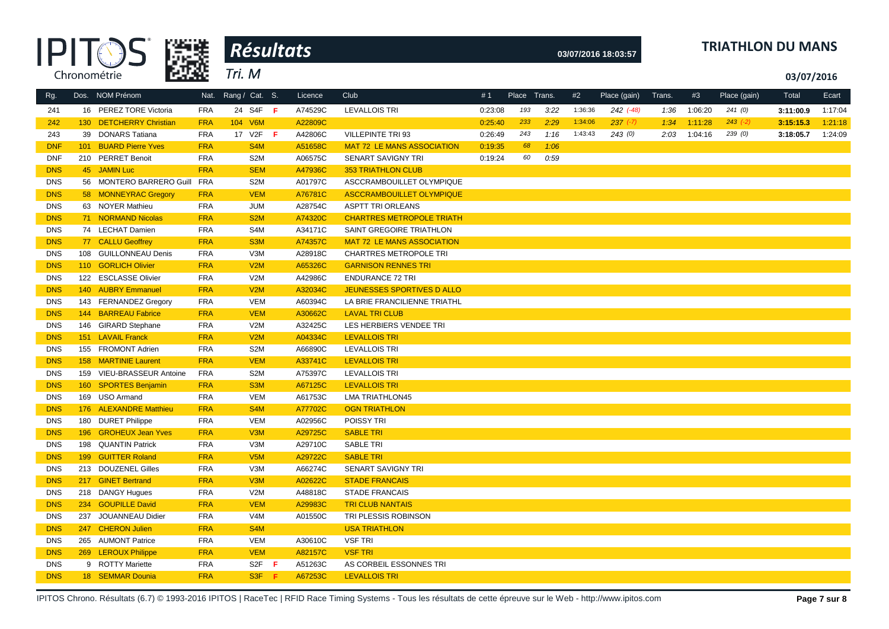# Résultats

Tri. M

**TRIATHLON DU MANS**

03/07/2016 18:03:57

03/07/2016

| Rg. | Dos. | NOM Prénom | Nat. | Rang / Cat. | Cat. | S. | Licence | Club | # 1 | Place | Trans. | #2 | Place (gain) | Trans. | #3 | Place (gain) | Total | Ecart |
|---|---|---|---|---|---|---|---|---|---|---|---|---|---|---|---|---|---|---|
| 241 | 16 | PEREZ TORE Victoria | FRA | 24 | S4F | F | A74529C | LEVALLOIS TRI | 0:23:08 | 193 | 3:22 | 1:36:36 | 242 (-48) | 1:36 | 1:06:20 | 241 (0) | **3:11:00.9** | 1:17:04 |
| 242 | 130 | DETCHERRY Christian | FRA | 104 | V6M | | A22809C | | 0:25:40 | 233 | 2:29 | 1:34:06 | 237 (-7) | 1:34 | 1:11:28 | 243 (-2) | **3:15:15.3** | 1:21:18 |
| 243 | 39 | DONARS Tatiana | FRA | 17 | V2F | F | A42806C | VILLEPINTE TRI 93 | 0:26:49 | 243 | 1:16 | 1:43:43 | 243 (0) | 2:03 | 1:04:16 | 239 (0) | **3:18:05.7** | 1:24:09 |
| DNF | 101 | BUARD Pierre Yves | FRA | | S4M | | A51658C | MAT 72 LE MANS ASSOCIATION | 0:19:35 | 68 | 1:06 | | | | | | | |
| DNF | 210 | PERRET Benoit | FRA | | S2M | | A06575C | SENART SAVIGNY TRI | 0:19:24 | 60 | 0:59 | | | | | | | |
| DNS | 45 | JAMIN Luc | FRA | | SEM | | A47936C | 353 TRIATHLON CLUB | | | | | | | | | | |
| DNS | 56 | MONTERO BARRERO Guill | FRA | | S2M | | A01797C | ASCCRAMBOUILLET OLYMPIQUE | | | | | | | | | | |
| DNS | 58 | MONNEYRAC Gregory | FRA | | VEM | | A76781C | ASCCRAMBOUILLET OLYMPIQUE | | | | | | | | | | |
| DNS | 63 | NOYER Mathieu | FRA | | JUM | | A28754C | ASPTT TRI ORLEANS | | | | | | | | | | |
| DNS | 71 | NORMAND Nicolas | FRA | | S2M | | A74320C | CHARTRES METROPOLE TRIATH | | | | | | | | | | |
| DNS | 74 | LECHAT Damien | FRA | | S4M | | A34171C | SAINT GREGOIRE TRIATHLON | | | | | | | | | | |
| DNS | 77 | CALLU Geoffrey | FRA | | S3M | | A74357C | MAT 72 LE MANS ASSOCIATION | | | | | | | | | | |
| DNS | 108 | GUILLONNEAU Denis | FRA | | V3M | | A28918C | CHARTRES METROPOLE TRI | | | | | | | | | | |
| DNS | 110 | GORLICH Olivier | FRA | | V2M | | A65326C | GARNISON RENNES TRI | | | | | | | | | | |
| DNS | 122 | ESCLASSE Olivier | FRA | | V2M | | A42986C | ENDURANCE 72 TRI | | | | | | | | | | |
| DNS | 140 | AUBRY Emmanuel | FRA | | V2M | | A32034C | JEUNESSES SPORTIVES D ALLO | | | | | | | | | | |
| DNS | 143 | FERNANDEZ Gregory | FRA | | VEM | | A60394C | LA BRIE FRANCILIENNE TRIATHL | | | | | | | | | | |
| DNS | 144 | BARREAU Fabrice | FRA | | VEM | | A30662C | LAVAL TRI CLUB | | | | | | | | | | |
| DNS | 146 | GIRARD Stephane | FRA | | V2M | | A32425C | LES HERBIERS VENDEE TRI | | | | | | | | | | |
| DNS | 151 | LAVAIL Franck | FRA | | V2M | | A04334C | LEVALLOIS TRI | | | | | | | | | | |
| DNS | 155 | FROMONT Adrien | FRA | | S2M | | A66890C | LEVALLOIS TRI | | | | | | | | | | |
| DNS | 158 | MARTINIE Laurent | FRA | | VEM | | A33741C | LEVALLOIS TRI | | | | | | | | | | |
| DNS | 159 | VIEU-BRASSEUR Antoine | FRA | | S2M | | A75397C | LEVALLOIS TRI | | | | | | | | | | |
| DNS | 160 | SPORTES Benjamin | FRA | | S3M | | A67125C | LEVALLOIS TRI | | | | | | | | | | |
| DNS | 169 | USO Armand | FRA | | VEM | | A61753C | LMA TRIATHLON45 | | | | | | | | | | |
| DNS | 176 | ALEXANDRE Matthieu | FRA | | S4M | | A77702C | OGN TRIATHLON | | | | | | | | | | |
| DNS | 180 | DURET Philippe | FRA | | VEM | | A02956C | POISSY TRI | | | | | | | | | | |
| DNS | 196 | GROHEUX Jean Yves | FRA | | V3M | | A29725C | SABLE TRI | | | | | | | | | | |
| DNS | 198 | QUANTIN Patrick | FRA | | V3M | | A29710C | SABLE TRI | | | | | | | | | | |
| DNS | 199 | GUITTER Roland | FRA | | V5M | | A29722C | SABLE TRI | | | | | | | | | | |
| DNS | 213 | DOUZENEL Gilles | FRA | | V3M | | A66274C | SENART SAVIGNY TRI | | | | | | | | | | |
| DNS | 217 | GINET Bertrand | FRA | | V3M | | A02622C | STADE FRANCAIS | | | | | | | | | | |
| DNS | 218 | DANGY Hugues | FRA | | V2M | | A48818C | STADE FRANCAIS | | | | | | | | | | |
| DNS | 234 | GOUPILLE David | FRA | | VEM | | A29983C | TRI CLUB NANTAIS | | | | | | | | | | |
| DNS | 237 | JOUANNEAU Didier | FRA | | V4M | | A01550C | TRI PLESSIS ROBINSON | | | | | | | | | | |
| DNS | 247 | CHERON Julien | FRA | | S4M | | | USA TRIATHLON | | | | | | | | | | |
| DNS | 265 | AUMONT Patrice | FRA | | VEM | | A30610C | VSF TRI | | | | | | | | | | |
| DNS | 269 | LEROUX Philippe | FRA | | VEM | | A82157C | VSF TRI | | | | | | | | | | |
| DNS | 9 | ROTTY Mariette | FRA | | S2F | F | A51263C | AS CORBEIL ESSONNES TRI | | | | | | | | | | |
| DNS | 18 | SEMMAR Dounia | FRA | | S3F | F | A67253C | LEVALLOIS TRI | | | | | | | | | | |

IPITOS Chrono. Résultats (6.7) © 1993-2016 IPITOS | RaceTec | RFID Race Timing Systems - Tous les résultats de cette épreuve sur le Web - http://www.ipitos.com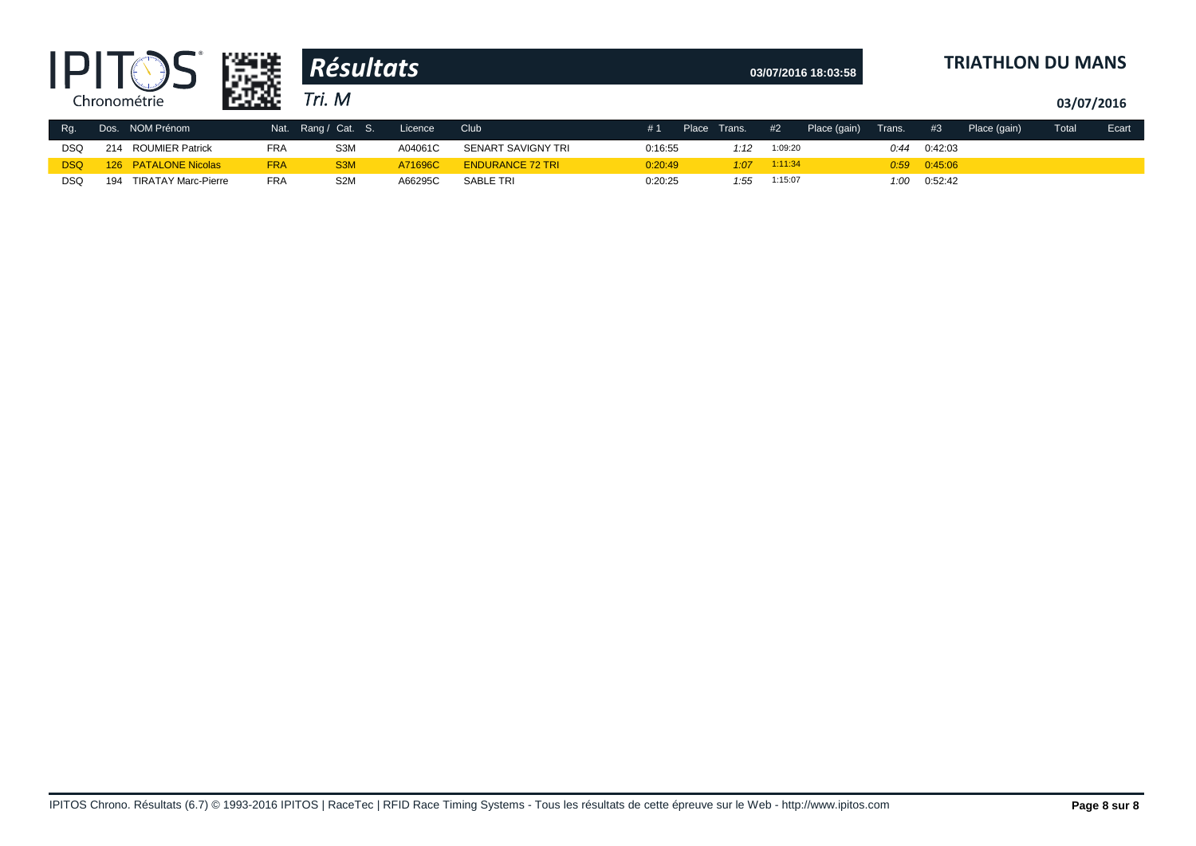# Résultats

**TRIATHLON DU MANS**

03/07/2016 18:03:58

*Tri. M*

03/07/2016

| Rg. | Dos. | NOM Prénom | Nat. | Rang / Cat. | S. | Licence | Club | # 1 | Place | Trans. | #2 | Place (gain) | Trans. | #3 | Place (gain) | Total | Ecart |
|---|---|---|---|---|---|---|---|---|---|---|---|---|---|---|---|---|---|
| DSQ | 214 | ROUMIER Patrick | FRA | S3M | | A04061C | SENART SAVIGNY TRI | 0:16:55 | | 1:12 | 1:09:20 | | 0:44 | 0:42:03 | | | |
| DSQ | 126 | PATALONE Nicolas | FRA | S3M | | A71696C | ENDURANCE 72 TRI | 0:20:49 | | 1:07 | 1:11:34 | | 0:59 | 0:45:06 | | | |
| DSQ | 194 | TIRATAY Marc-Pierre | FRA | S2M | | A66295C | SABLE TRI | 0:20:25 | | 1:55 | 1:15:07 | | 1:00 | 0:52:42 | | | |

IPITOS Chrono. Résultats (6.7) © 1993-2016 IPITOS | RaceTec | RFID Race Timing Systems - Tous les résultats de cette épreuve sur le Web - http://www.ipitos.com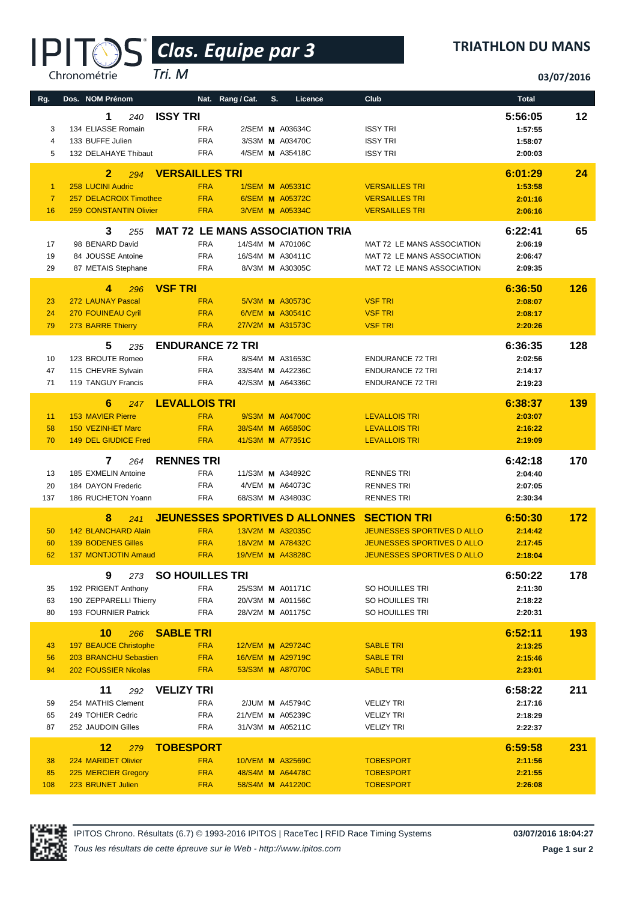# Clas. Equipe par 3

Tri. M

**TRIATHLON DU MANS**

**03/07/2016**

| Rg. | Dos. NOM Prénom | Nat. | Rang / Cat. | S. | Licence | Club | Total | |
|---|---|---|---|---|---|---|---|---|
| | **1** 240 **ISSY TRI** | | | | | | **5:56:05** | **12** |
| 3 | 134 ELIASSE Romain | FRA | 2/SEM | M | A03634C | ISSY TRI | 1:57:55 | |
| 4 | 133 BUFFE Julien | FRA | 3/S3M | M | A03470C | ISSY TRI | 1:58:07 | |
| 5 | 132 DELAHAYE Thibaut | FRA | 4/SEM | M | A35418C | ISSY TRI | 2:00:03 | |
| | **2** 294 **VERSAILLES TRI** | | | | | | **6:01:29** | **24** |
| 1 | 258 LUCINI Audric | FRA | 1/SEM | M | A05331C | VERSAILLES TRI | 1:53:58 | |
| 7 | 257 DELACROIX Timothee | FRA | 6/SEM | M | A05372C | VERSAILLES TRI | 2:01:16 | |
| 16 | 259 CONSTANTIN Olivier | FRA | 3/VEM | M | A05334C | VERSAILLES TRI | 2:06:16 | |
| | **3** 255 **MAT 72 LE MANS ASSOCIATION TRIA** | | | | | | **6:22:41** | **65** |
| 17 | 98 BENARD David | FRA | 14/S4M | M | A70106C | MAT 72 LE MANS ASSOCIATION | 2:06:19 | |
| 19 | 84 JOUSSE Antoine | FRA | 16/S4M | M | A30411C | MAT 72 LE MANS ASSOCIATION | 2:06:47 | |
| 29 | 87 METAIS Stephane | FRA | 8/V3M | M | A30305C | MAT 72 LE MANS ASSOCIATION | 2:09:35 | |
| | **4** 296 **VSF TRI** | | | | | | **6:36:50** | **126** |
| 23 | 272 LAUNAY Pascal | FRA | 5/V3M | M | A30573C | VSF TRI | 2:08:07 | |
| 24 | 270 FOUINEAU Cyril | FRA | 6/VEM | M | A30541C | VSF TRI | 2:08:17 | |
| 79 | 273 BARRE Thierry | FRA | 27/V2M | M | A31573C | VSF TRI | 2:20:26 | |
| | **5** 235 **ENDURANCE 72 TRI** | | | | | | **6:36:35** | **128** |
| 10 | 123 BROUTE Romeo | FRA | 8/S4M | M | A31653C | ENDURANCE 72 TRI | 2:02:56 | |
| 47 | 115 CHEVRE Sylvain | FRA | 33/S4M | M | A42236C | ENDURANCE 72 TRI | 2:14:17 | |
| 71 | 119 TANGUY Francis | FRA | 42/S3M | M | A64336C | ENDURANCE 72 TRI | 2:19:23 | |
| | **6** 247 **LEVALLOIS TRI** | | | | | | **6:38:37** | **139** |
| 11 | 153 MAVIER Pierre | FRA | 9/S3M | M | A04700C | LEVALLOIS TRI | 2:03:07 | |
| 58 | 150 VEZINHET Marc | FRA | 38/S4M | M | A65850C | LEVALLOIS TRI | 2:16:22 | |
| 70 | 149 DEL GIUDICE Fred | FRA | 41/S3M | M | A77351C | LEVALLOIS TRI | 2:19:09 | |
| | **7** 264 **RENNES TRI** | | | | | | **6:42:18** | **170** |
| 13 | 185 EXMELIN Antoine | FRA | 11/S3M | M | A34892C | RENNES TRI | 2:04:40 | |
| 20 | 184 DAYON Frederic | FRA | 4/VEM | M | A64073C | RENNES TRI | 2:07:05 | |
| 137 | 186 RUCHETON Yoann | FRA | 68/S3M | M | A34803C | RENNES TRI | 2:30:34 | |
| | **8** 241 **JEUNESSES SPORTIVES D ALLONNES SECTION TRI** | | | | | | **6:50:30** | **172** |
| 50 | 142 BLANCHARD Alain | FRA | 13/V2M | M | A32035C | JEUNESSES SPORTIVES D ALLO | 2:14:42 | |
| 60 | 139 BODENES Gilles | FRA | 18/V2M | M | A78432C | JEUNESSES SPORTIVES D ALLO | 2:17:45 | |
| 62 | 137 MONTJOTIN Arnaud | FRA | 19/VEM | M | A43828C | JEUNESSES SPORTIVES D ALLO | 2:18:04 | |
| | **9** 273 **SO HOUILLES TRI** | | | | | | **6:50:22** | **178** |
| 35 | 192 PRIGENT Anthony | FRA | 25/S3M | M | A01171C | SO HOUILLES TRI | 2:11:30 | |
| 63 | 190 ZEPPARELLI Thierry | FRA | 20/V3M | M | A01156C | SO HOUILLES TRI | 2:18:22 | |
| 80 | 193 FOURNIER Patrick | FRA | 28/V2M | M | A01175C | SO HOUILLES TRI | 2:20:31 | |
| | **10** 266 **SABLE TRI** | | | | | | **6:52:11** | **193** |
| 43 | 197 BEAUCE Christophe | FRA | 12/VEM | M | A29724C | SABLE TRI | 2:13:25 | |
| 56 | 203 BRANCHU Sebastien | FRA | 16/VEM | M | A29719C | SABLE TRI | 2:15:46 | |
| 94 | 202 FOUSSIER Nicolas | FRA | 53/S3M | M | A87070C | SABLE TRI | 2:23:01 | |
| | **11** 292 **VELIZY TRI** | | | | | | **6:58:22** | **211** |
| 59 | 254 MATHIS Clement | FRA | 2/JUM | M | A45794C | VELIZY TRI | 2:17:16 | |
| 65 | 249 TOHIER Cedric | FRA | 21/VEM | M | A05239C | VELIZY TRI | 2:18:29 | |
| 87 | 252 JAUDOIN Gilles | FRA | 31/V3M | M | A05211C | VELIZY TRI | 2:22:37 | |
| | **12** 279 **TOBESPORT** | | | | | | **6:59:58** | **231** |
| 38 | 224 MARIDET Olivier | FRA | 10/VEM | M | A32569C | TOBESPORT | 2:11:56 | |
| 85 | 225 MERCIER Gregory | FRA | 48/S4M | M | A64478C | TOBESPORT | 2:21:55 | |
| 108 | 223 BRUNET Julien | FRA | 58/S4M | M | A41220C | TOBESPORT | 2:26:08 | |

IPITOS Chrono. Résultats (6.7) © 1993-2016 IPITOS | RaceTec | RFID Race Timing Systems — 03/07/2016 18:04:27

*Tous les résultats de cette épreuve sur le Web - http://www.ipitos.com*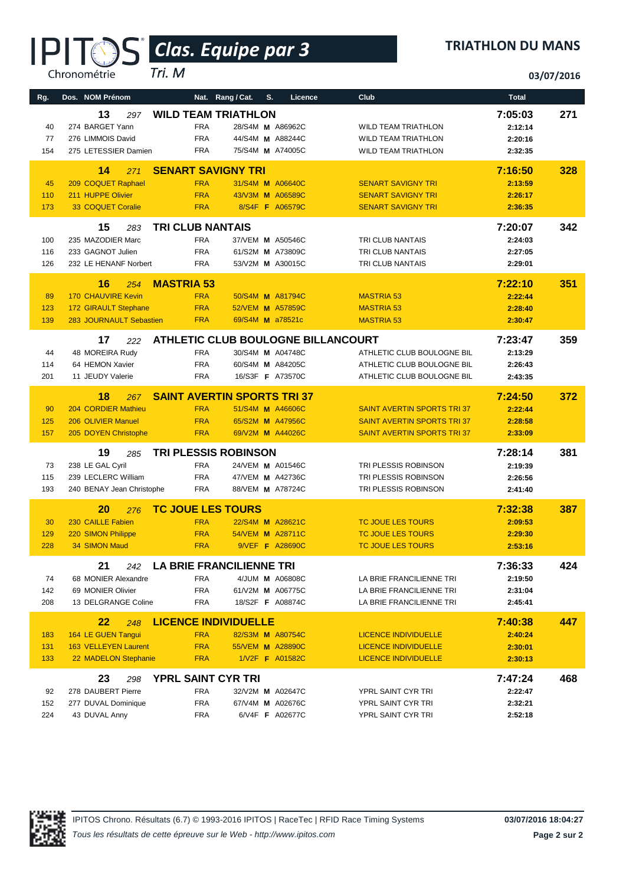# Clas. Equipe par 3

Tri. M

**TRIATHLON DU MANS**

**03/07/2016**

| Rg. | Dos. NOM Prénom | Nat. | Rang / Cat. | S. | Licence | Club | Total | |
|---|---|---|---|---|---|---|---|---|
| | **13** *297* **WILD TEAM TRIATHLON** | | | | | | **7:05:03** | **271** |
| 40 | 274 BARGET Yann | FRA | 28/S4M | **M** | A86962C | WILD TEAM TRIATHLON | 2:12:14 | |
| 77 | 276 LIMMOIS David | FRA | 44/S4M | **M** | A88244C | WILD TEAM TRIATHLON | 2:20:16 | |
| 154 | 275 LETESSIER Damien | FRA | 75/S4M | **M** | A74005C | WILD TEAM TRIATHLON | 2:32:35 | |
| | **14** *271* **SENART SAVIGNY TRI** | | | | | | **7:16:50** | **328** |
| 45 | 209 COQUET Raphael | FRA | 31/S4M | **M** | A06640C | SENART SAVIGNY TRI | 2:13:59 | |
| 110 | 211 HUPPE Olivier | FRA | 43/V3M | **M** | A06589C | SENART SAVIGNY TRI | 2:26:17 | |
| 173 | 33 COQUET Coralie | FRA | 8/S4F | **F** | A06579C | SENART SAVIGNY TRI | 2:36:35 | |
| | **15** *283* **TRI CLUB NANTAIS** | | | | | | **7:20:07** | **342** |
| 100 | 235 MAZODIER Marc | FRA | 37/VEM | **M** | A50546C | TRI CLUB NANTAIS | 2:24:03 | |
| 116 | 233 GAGNOT Julien | FRA | 61/S2M | **M** | A73809C | TRI CLUB NANTAIS | 2:27:05 | |
| 126 | 232 LE HENANF Norbert | FRA | 53/V2M | **M** | A30015C | TRI CLUB NANTAIS | 2:29:01 | |
| | **16** *254* **MASTRIA 53** | | | | | | **7:22:10** | **351** |
| 89 | 170 CHAUVIRE Kevin | FRA | 50/S4M | **M** | A81794C | MASTRIA 53 | 2:22:44 | |
| 123 | 172 GIRAULT Stephane | FRA | 52/VEM | **M** | A57859C | MASTRIA 53 | 2:28:40 | |
| 139 | 283 JOURNAULT Sebastien | FRA | 69/S4M | **M** | a78521c | MASTRIA 53 | 2:30:47 | |
| | **17** *222* **ATHLETIC CLUB BOULOGNE BILLANCOURT** | | | | | | **7:23:47** | **359** |
| 44 | 48 MOREIRA Rudy | FRA | 30/S4M | **M** | A04748C | ATHLETIC CLUB BOULOGNE BIL | 2:13:29 | |
| 114 | 64 HEMON Xavier | FRA | 60/S4M | **M** | A84205C | ATHLETIC CLUB BOULOGNE BIL | 2:26:43 | |
| 201 | 11 JEUDY Valerie | FRA | 16/S3F | **F** | A73570C | ATHLETIC CLUB BOULOGNE BIL | 2:43:35 | |
| | **18** *267* **SAINT AVERTIN SPORTS TRI 37** | | | | | | **7:24:50** | **372** |
| 90 | 204 CORDIER Mathieu | FRA | 51/S4M | **M** | A46606C | SAINT AVERTIN SPORTS TRI 37 | 2:22:44 | |
| 125 | 206 OLIVIER Manuel | FRA | 65/S2M | **M** | A47956C | SAINT AVERTIN SPORTS TRI 37 | 2:28:58 | |
| 157 | 205 DOYEN Christophe | FRA | 69/V2M | **M** | A44026C | SAINT AVERTIN SPORTS TRI 37 | 2:33:09 | |
| | **19** *285* **TRI PLESSIS ROBINSON** | | | | | | **7:28:14** | **381** |
| 73 | 238 LE GAL Cyril | FRA | 24/VEM | **M** | A01546C | TRI PLESSIS ROBINSON | 2:19:39 | |
| 115 | 239 LECLERC William | FRA | 47/VEM | **M** | A42736C | TRI PLESSIS ROBINSON | 2:26:56 | |
| 193 | 240 BENAY Jean Christophe | FRA | 88/VEM | **M** | A78724C | TRI PLESSIS ROBINSON | 2:41:40 | |
| | **20** *276* **TC JOUE LES TOURS** | | | | | | **7:32:38** | **387** |
| 30 | 230 CAILLE Fabien | FRA | 22/S4M | **M** | A28621C | TC JOUE LES TOURS | 2:09:53 | |
| 129 | 220 SIMON Philippe | FRA | 54/VEM | **M** | A28711C | TC JOUE LES TOURS | 2:29:30 | |
| 228 | 34 SIMON Maud | FRA | 9/VEF | **F** | A28690C | TC JOUE LES TOURS | 2:53:16 | |
| | **21** *242* **LA BRIE FRANCILIENNE TRI** | | | | | | **7:36:33** | **424** |
| 74 | 68 MONIER Alexandre | FRA | 4/JUM | **M** | A06808C | LA BRIE FRANCILIENNE TRI | 2:19:50 | |
| 142 | 69 MONIER Olivier | FRA | 61/V2M | **M** | A06775C | LA BRIE FRANCILIENNE TRI | 2:31:04 | |
| 208 | 13 DELGRANGE Coline | FRA | 18/S2F | **F** | A08874C | LA BRIE FRANCILIENNE TRI | 2:45:41 | |
| | **22** *248* **LICENCE INDIVIDUELLE** | | | | | | **7:40:38** | **447** |
| 183 | 164 LE GUEN Tangui | FRA | 82/S3M | **M** | A80754C | LICENCE INDIVIDUELLE | 2:40:24 | |
| 131 | 163 VELLEYEN Laurent | FRA | 55/VEM | **M** | A28890C | LICENCE INDIVIDUELLE | 2:30:01 | |
| 133 | 22 MADELON Stephanie | FRA | 1/V2F | **F** | A01582C | LICENCE INDIVIDUELLE | 2:30:13 | |
| | **23** *298* **YPRL SAINT CYR TRI** | | | | | | **7:47:24** | **468** |
| 92 | 278 DAUBERT Pierre | FRA | 32/V2M | **M** | A02647C | YPRL SAINT CYR TRI | 2:22:47 | |
| 152 | 277 DUVAL Dominique | FRA | 67/V4M | **M** | A02676C | YPRL SAINT CYR TRI | 2:32:21 | |
| 224 | 43 DUVAL Anny | FRA | 6/V4F | **F** | A02677C | YPRL SAINT CYR TRI | 2:52:18 | |

IPITOS Chrono. Résultats (6.7) © 1993-2016 IPITOS | RaceTec | RFID Race Timing Systems

*Tous les résultats de cette épreuve sur le Web - http://www.ipitos.com*

**03/07/2016 18:04:27**